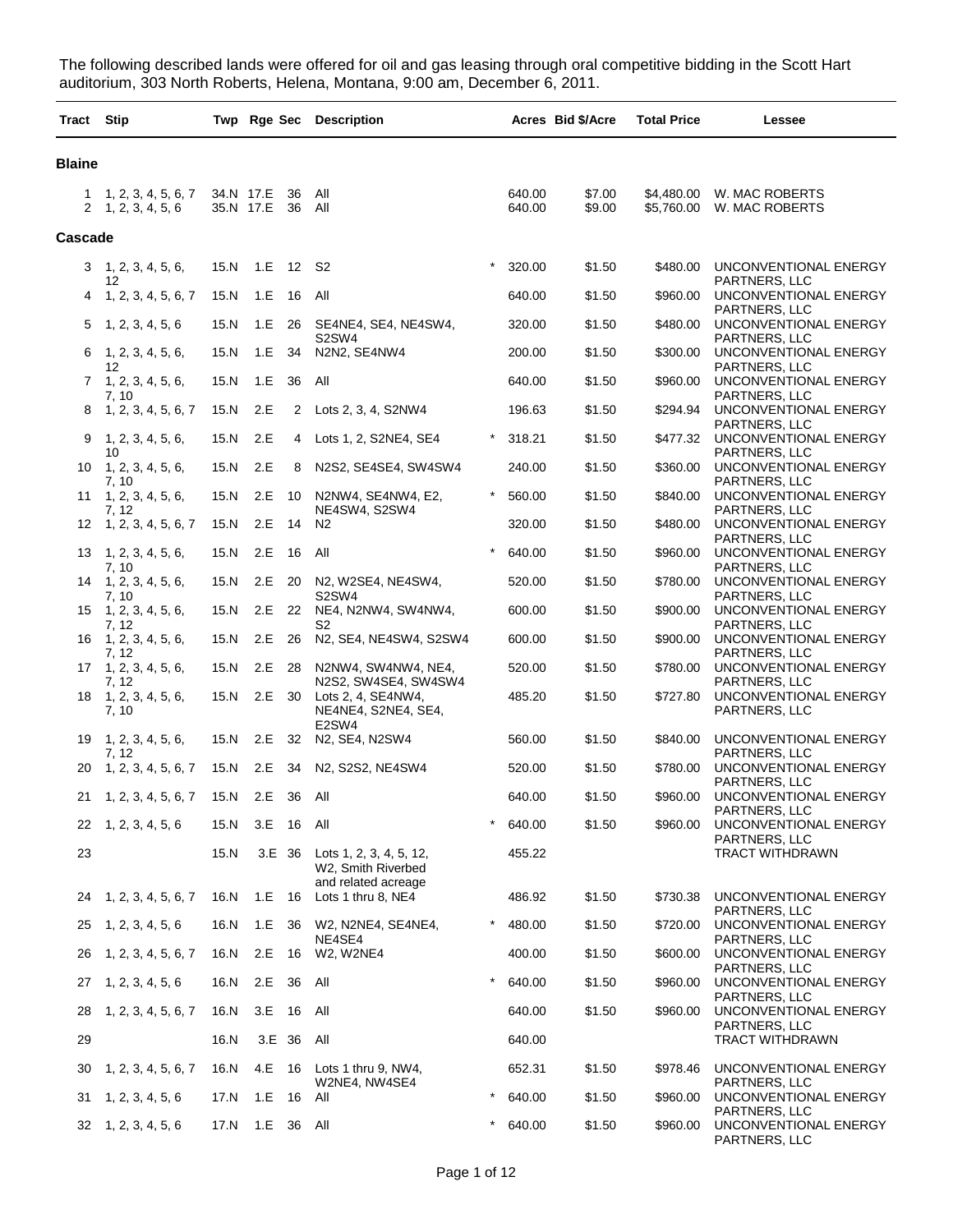The following described lands were offered for oil and gas leasing through oral competitive bidding in the Scott Hart auditorium, 303 North Roberts, Helena, Montana, 9:00 am, December 6, 2011.

| Tract | Stip | Twp | Rge | Sec | Description | | Acres | Bid $/Acre | Total Price | Lessee |
|---|---|---|---|---|---|---|---|---|---|---|
| **Blaine** | | | | | | | | | | |
| 1 | 1, 2, 3, 4, 5, 6, 7 | 34.N | 17.E | 36 | All | | 640.00 | $7.00 | $4,480.00 | W. MAC ROBERTS |
| 2 | 1, 2, 3, 4, 5, 6 | 35.N | 17.E | 36 | All | | 640.00 | $9.00 | $5,760.00 | W. MAC ROBERTS |
| **Cascade** | | | | | | | | | | |
| 3 | 1, 2, 3, 4, 5, 6, 12 | 15.N | 1.E | 12 | S2 | * | 320.00 | $1.50 | $480.00 | UNCONVENTIONAL ENERGY PARTNERS, LLC |
| 4 | 1, 2, 3, 4, 5, 6, 7 | 15.N | 1.E | 16 | All | | 640.00 | $1.50 | $960.00 | UNCONVENTIONAL ENERGY PARTNERS, LLC |
| 5 | 1, 2, 3, 4, 5, 6 | 15.N | 1.E | 26 | SE4NE4, SE4, NE4SW4, S2SW4 | | 320.00 | $1.50 | $480.00 | UNCONVENTIONAL ENERGY PARTNERS, LLC |
| 6 | 1, 2, 3, 4, 5, 6, 12 | 15.N | 1.E | 34 | N2N2, SE4NW4 | | 200.00 | $1.50 | $300.00 | UNCONVENTIONAL ENERGY PARTNERS, LLC |
| 7 | 1, 2, 3, 4, 5, 6, 7, 10 | 15.N | 1.E | 36 | All | | 640.00 | $1.50 | $960.00 | UNCONVENTIONAL ENERGY PARTNERS, LLC |
| 8 | 1, 2, 3, 4, 5, 6, 7 | 15.N | 2.E | 2 | Lots 2, 3, 4, S2NW4 | | 196.63 | $1.50 | $294.94 | UNCONVENTIONAL ENERGY PARTNERS, LLC |
| 9 | 1, 2, 3, 4, 5, 6, 10 | 15.N | 2.E | 4 | Lots 1, 2, S2NE4, SE4 | * | 318.21 | $1.50 | $477.32 | UNCONVENTIONAL ENERGY PARTNERS, LLC |
| 10 | 1, 2, 3, 4, 5, 6, 7, 10 | 15.N | 2.E | 8 | N2S2, SE4SE4, SW4SW4 | | 240.00 | $1.50 | $360.00 | UNCONVENTIONAL ENERGY PARTNERS, LLC |
| 11 | 1, 2, 3, 4, 5, 6, 7, 12 | 15.N | 2.E | 10 | N2NW4, SE4NW4, E2, NE4SW4, S2SW4 | * | 560.00 | $1.50 | $840.00 | UNCONVENTIONAL ENERGY PARTNERS, LLC |
| 12 | 1, 2, 3, 4, 5, 6, 7 | 15.N | 2.E | 14 | N2 | | 320.00 | $1.50 | $480.00 | UNCONVENTIONAL ENERGY PARTNERS, LLC |
| 13 | 1, 2, 3, 4, 5, 6, 7, 10 | 15.N | 2.E | 16 | All | * | 640.00 | $1.50 | $960.00 | UNCONVENTIONAL ENERGY PARTNERS, LLC |
| 14 | 1, 2, 3, 4, 5, 6, 7, 10 | 15.N | 2.E | 20 | N2, W2SE4, NE4SW4, S2SW4 | | 520.00 | $1.50 | $780.00 | UNCONVENTIONAL ENERGY PARTNERS, LLC |
| 15 | 1, 2, 3, 4, 5, 6, 7, 12 | 15.N | 2.E | 22 | NE4, N2NW4, SW4NW4, S2 | | 600.00 | $1.50 | $900.00 | UNCONVENTIONAL ENERGY PARTNERS, LLC |
| 16 | 1, 2, 3, 4, 5, 6, 7, 12 | 15.N | 2.E | 26 | N2, SE4, NE4SW4, S2SW4 | | 600.00 | $1.50 | $900.00 | UNCONVENTIONAL ENERGY PARTNERS, LLC |
| 17 | 1, 2, 3, 4, 5, 6, 7, 12 | 15.N | 2.E | 28 | N2NW4, SW4NW4, NE4, N2S2, SW4SE4, SW4SW4 | | 520.00 | $1.50 | $780.00 | UNCONVENTIONAL ENERGY PARTNERS, LLC |
| 18 | 1, 2, 3, 4, 5, 6, 7, 10 | 15.N | 2.E | 30 | Lots 2, 4, SE4NW4, NE4NE4, S2NE4, SE4, E2SW4 | | 485.20 | $1.50 | $727.80 | UNCONVENTIONAL ENERGY PARTNERS, LLC |
| 19 | 1, 2, 3, 4, 5, 6, 7, 12 | 15.N | 2.E | 32 | N2, SE4, N2SW4 | | 560.00 | $1.50 | $840.00 | UNCONVENTIONAL ENERGY PARTNERS, LLC |
| 20 | 1, 2, 3, 4, 5, 6, 7 | 15.N | 2.E | 34 | N2, S2S2, NE4SW4 | | 520.00 | $1.50 | $780.00 | UNCONVENTIONAL ENERGY PARTNERS, LLC |
| 21 | 1, 2, 3, 4, 5, 6, 7 | 15.N | 2.E | 36 | All | | 640.00 | $1.50 | $960.00 | UNCONVENTIONAL ENERGY PARTNERS, LLC |
| 22 | 1, 2, 3, 4, 5, 6 | 15.N | 3.E | 16 | All | * | 640.00 | $1.50 | $960.00 | UNCONVENTIONAL ENERGY PARTNERS, LLC |
| 23 | | 15.N | 3.E | 36 | Lots 1, 2, 3, 4, 5, 12, W2, Smith Riverbed and related acreage | | 455.22 | | | TRACT WITHDRAWN |
| 24 | 1, 2, 3, 4, 5, 6, 7 | 16.N | 1.E | 16 | Lots 1 thru 8, NE4 | | 486.92 | $1.50 | $730.38 | UNCONVENTIONAL ENERGY PARTNERS, LLC |
| 25 | 1, 2, 3, 4, 5, 6 | 16.N | 1.E | 36 | W2, N2NE4, SE4NE4, NE4SE4 | * | 480.00 | $1.50 | $720.00 | UNCONVENTIONAL ENERGY PARTNERS, LLC |
| 26 | 1, 2, 3, 4, 5, 6, 7 | 16.N | 2.E | 16 | W2, W2NE4 | | 400.00 | $1.50 | $600.00 | UNCONVENTIONAL ENERGY PARTNERS, LLC |
| 27 | 1, 2, 3, 4, 5, 6 | 16.N | 2.E | 36 | All | * | 640.00 | $1.50 | $960.00 | UNCONVENTIONAL ENERGY PARTNERS, LLC |
| 28 | 1, 2, 3, 4, 5, 6, 7 | 16.N | 3.E | 16 | All | | 640.00 | $1.50 | $960.00 | UNCONVENTIONAL ENERGY PARTNERS, LLC |
| 29 | | 16.N | 3.E | 36 | All | | 640.00 | | | TRACT WITHDRAWN |
| 30 | 1, 2, 3, 4, 5, 6, 7 | 16.N | 4.E | 16 | Lots 1 thru 9, NW4, W2NE4, NW4SE4 | | 652.31 | $1.50 | $978.46 | UNCONVENTIONAL ENERGY PARTNERS, LLC |
| 31 | 1, 2, 3, 4, 5, 6 | 17.N | 1.E | 16 | All | * | 640.00 | $1.50 | $960.00 | UNCONVENTIONAL ENERGY PARTNERS, LLC |
| 32 | 1, 2, 3, 4, 5, 6 | 17.N | 1.E | 36 | All | * | 640.00 | $1.50 | $960.00 | UNCONVENTIONAL ENERGY PARTNERS, LLC |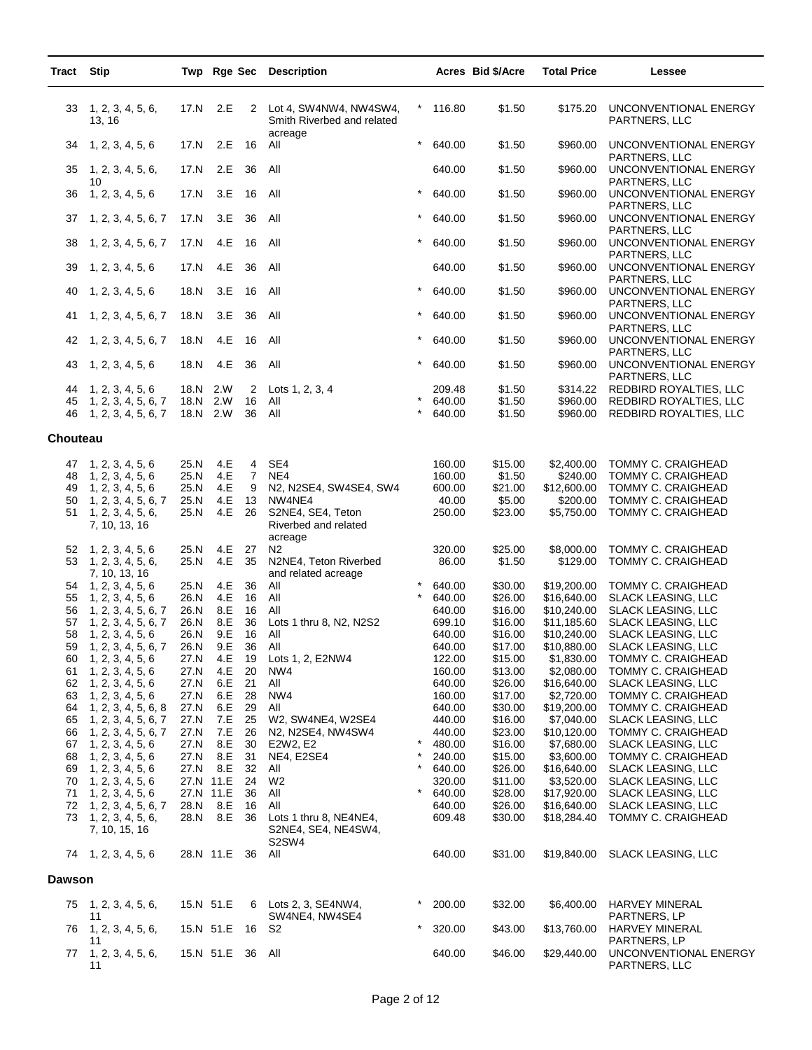| Tract | Stip | Twp | Rge | Sec | Description | | Acres | Bid $/Acre | Total Price | Lessee |
|---|---|---|---|---|---|---|---|---|---|---|
| 33 | 1, 2, 3, 4, 5, 6, 13, 16 | 17.N | 2.E | 2 | Lot 4, SW4NW4, NW4SW4, Smith Riverbed and related acreage | * | 116.80 | $1.50 | $175.20 | UNCONVENTIONAL ENERGY PARTNERS, LLC |
| 34 | 1, 2, 3, 4, 5, 6 | 17.N | 2.E | 16 | All | * | 640.00 | $1.50 | $960.00 | UNCONVENTIONAL ENERGY PARTNERS, LLC |
| 35 | 1, 2, 3, 4, 5, 6, 10 | 17.N | 2.E | 36 | All | | 640.00 | $1.50 | $960.00 | UNCONVENTIONAL ENERGY PARTNERS, LLC |
| 36 | 1, 2, 3, 4, 5, 6 | 17.N | 3.E | 16 | All | * | 640.00 | $1.50 | $960.00 | UNCONVENTIONAL ENERGY PARTNERS, LLC |
| 37 | 1, 2, 3, 4, 5, 6, 7 | 17.N | 3.E | 36 | All | * | 640.00 | $1.50 | $960.00 | UNCONVENTIONAL ENERGY PARTNERS, LLC |
| 38 | 1, 2, 3, 4, 5, 6, 7 | 17.N | 4.E | 16 | All | * | 640.00 | $1.50 | $960.00 | UNCONVENTIONAL ENERGY PARTNERS, LLC |
| 39 | 1, 2, 3, 4, 5, 6 | 17.N | 4.E | 36 | All | | 640.00 | $1.50 | $960.00 | UNCONVENTIONAL ENERGY PARTNERS, LLC |
| 40 | 1, 2, 3, 4, 5, 6 | 18.N | 3.E | 16 | All | * | 640.00 | $1.50 | $960.00 | UNCONVENTIONAL ENERGY PARTNERS, LLC |
| 41 | 1, 2, 3, 4, 5, 6, 7 | 18.N | 3.E | 36 | All | * | 640.00 | $1.50 | $960.00 | UNCONVENTIONAL ENERGY PARTNERS, LLC |
| 42 | 1, 2, 3, 4, 5, 6, 7 | 18.N | 4.E | 16 | All | * | 640.00 | $1.50 | $960.00 | UNCONVENTIONAL ENERGY PARTNERS, LLC |
| 43 | 1, 2, 3, 4, 5, 6 | 18.N | 4.E | 36 | All | * | 640.00 | $1.50 | $960.00 | UNCONVENTIONAL ENERGY PARTNERS, LLC |
| 44 | 1, 2, 3, 4, 5, 6 | 18.N | 2.W | 2 | Lots 1, 2, 3, 4 | | 209.48 | $1.50 | $314.22 | REDBIRD ROYALTIES, LLC |
| 45 | 1, 2, 3, 4, 5, 6, 7 | 18.N | 2.W | 16 | All | * | 640.00 | $1.50 | $960.00 | REDBIRD ROYALTIES, LLC |
| 46 | 1, 2, 3, 4, 5, 6, 7 | 18.N | 2.W | 36 | All | * | 640.00 | $1.50 | $960.00 | REDBIRD ROYALTIES, LLC |

## Chouteau

| Tract | Stip | Twp | Rge | Sec | Description | | Acres | Bid $/Acre | Total Price | Lessee |
|---|---|---|---|---|---|---|---|---|---|---|
| 47 | 1, 2, 3, 4, 5, 6 | 25.N | 4.E | 4 | SE4 | | 160.00 | $15.00 | $2,400.00 | TOMMY C. CRAIGHEAD |
| 48 | 1, 2, 3, 4, 5, 6 | 25.N | 4.E | 7 | NE4 | | 160.00 | $1.50 | $240.00 | TOMMY C. CRAIGHEAD |
| 49 | 1, 2, 3, 4, 5, 6 | 25.N | 4.E | 9 | N2, N2SE4, SW4SE4, SW4 | | 600.00 | $21.00 | $12,600.00 | TOMMY C. CRAIGHEAD |
| 50 | 1, 2, 3, 4, 5, 6, 7 | 25.N | 4.E | 13 | NW4NE4 | | 40.00 | $5.00 | $200.00 | TOMMY C. CRAIGHEAD |
| 51 | 1, 2, 3, 4, 5, 6, 7, 10, 13, 16 | 25.N | 4.E | 26 | S2NE4, SE4, Teton Riverbed and related acreage | | 250.00 | $23.00 | $5,750.00 | TOMMY C. CRAIGHEAD |
| 52 | 1, 2, 3, 4, 5, 6 | 25.N | 4.E | 27 | N2 | | 320.00 | $25.00 | $8,000.00 | TOMMY C. CRAIGHEAD |
| 53 | 1, 2, 3, 4, 5, 6, 7, 10, 13, 16 | 25.N | 4.E | 35 | N2NE4, Teton Riverbed and related acreage | | 86.00 | $1.50 | $129.00 | TOMMY C. CRAIGHEAD |
| 54 | 1, 2, 3, 4, 5, 6 | 25.N | 4.E | 36 | All | * | 640.00 | $30.00 | $19,200.00 | TOMMY C. CRAIGHEAD |
| 55 | 1, 2, 3, 4, 5, 6 | 26.N | 4.E | 16 | All | * | 640.00 | $26.00 | $16,640.00 | SLACK LEASING, LLC |
| 56 | 1, 2, 3, 4, 5, 6, 7 | 26.N | 8.E | 16 | All | | 640.00 | $16.00 | $10,240.00 | SLACK LEASING, LLC |
| 57 | 1, 2, 3, 4, 5, 6, 7 | 26.N | 8.E | 36 | Lots 1 thru 8, N2, N2S2 | | 699.10 | $16.00 | $11,185.60 | SLACK LEASING, LLC |
| 58 | 1, 2, 3, 4, 5, 6 | 26.N | 9.E | 16 | All | | 640.00 | $16.00 | $10,240.00 | SLACK LEASING, LLC |
| 59 | 1, 2, 3, 4, 5, 6, 7 | 26.N | 9.E | 36 | All | | 640.00 | $17.00 | $10,880.00 | SLACK LEASING, LLC |
| 60 | 1, 2, 3, 4, 5, 6 | 27.N | 4.E | 19 | Lots 1, 2, E2NW4 | | 122.00 | $15.00 | $1,830.00 | TOMMY C. CRAIGHEAD |
| 61 | 1, 2, 3, 4, 5, 6 | 27.N | 4.E | 20 | NW4 | | 160.00 | $13.00 | $2,080.00 | TOMMY C. CRAIGHEAD |
| 62 | 1, 2, 3, 4, 5, 6 | 27.N | 6.E | 21 | All | | 640.00 | $26.00 | $16,640.00 | SLACK LEASING, LLC |
| 63 | 1, 2, 3, 4, 5, 6 | 27.N | 6.E | 28 | NW4 | | 160.00 | $17.00 | $2,720.00 | SLACK LEASING, LLC |
| 64 | 1, 2, 3, 4, 5, 6, 8 | 27.N | 6.E | 29 | All | | 640.00 | $30.00 | $19,200.00 | TOMMY C. CRAIGHEAD |
| 65 | 1, 2, 3, 4, 5, 6, 7 | 27.N | 7.E | 25 | W2, SW4NE4, W2SE4 | | 440.00 | $16.00 | $7,040.00 | SLACK LEASING, LLC |
| 66 | 1, 2, 3, 4, 5, 6, 7 | 27.N | 7.E | 26 | N2, N2SE4, NW4SW4 | | 440.00 | $23.00 | $10,120.00 | TOMMY C. CRAIGHEAD |
| 67 | 1, 2, 3, 4, 5, 6 | 27.N | 8.E | 30 | E2W2, E2 | * | 480.00 | $16.00 | $7,680.00 | SLACK LEASING, LLC |
| 68 | 1, 2, 3, 4, 5, 6 | 27.N | 8.E | 31 | NE4, E2SE4 | * | 240.00 | $15.00 | $3,600.00 | TOMMY C. CRAIGHEAD |
| 69 | 1, 2, 3, 4, 5, 6 | 27.N | 8.E | 32 | All | * | 640.00 | $26.00 | $16,640.00 | SLACK LEASING, LLC |
| 70 | 1, 2, 3, 4, 5, 6 | 27.N | 11.E | 24 | W2 | | 320.00 | $11.00 | $3,520.00 | SLACK LEASING, LLC |
| 71 | 1, 2, 3, 4, 5, 6 | 27.N | 11.E | 36 | All | * | 640.00 | $28.00 | $17,920.00 | SLACK LEASING, LLC |
| 72 | 1, 2, 3, 4, 5, 6, 7 | 28.N | 8.E | 16 | All | | 640.00 | $26.00 | $16,640.00 | SLACK LEASING, LLC |
| 73 | 1, 2, 3, 4, 5, 6, 7, 10, 15, 16 | 28.N | 8.E | 36 | Lots 1 thru 8, NE4NE4, S2NE4, SE4, NE4SW4, S2SW4 | | 609.48 | $30.00 | $18,284.40 | TOMMY C. CRAIGHEAD |
| 74 | 1, 2, 3, 4, 5, 6 | 28.N | 11.E | 36 | All | | 640.00 | $31.00 | $19,840.00 | SLACK LEASING, LLC |

## Dawson

| Tract | Stip | Twp | Rge | Sec | Description | | Acres | Bid $/Acre | Total Price | Lessee |
|---|---|---|---|---|---|---|---|---|---|---|
| 75 | 1, 2, 3, 4, 5, 6, 11 | 15.N | 51.E | 6 | Lots 2, 3, SE4NW4, SW4NE4, NW4SE4 | * | 200.00 | $32.00 | $6,400.00 | HARVEY MINERAL PARTNERS, LP |
| 76 | 1, 2, 3, 4, 5, 6, 11 | 15.N | 51.E | 16 | S2 | * | 320.00 | $43.00 | $13,760.00 | HARVEY MINERAL PARTNERS, LP |
| 77 | 1, 2, 3, 4, 5, 6, 11 | 15.N | 51.E | 36 | All | | 640.00 | $46.00 | $29,440.00 | UNCONVENTIONAL ENERGY PARTNERS, LLC |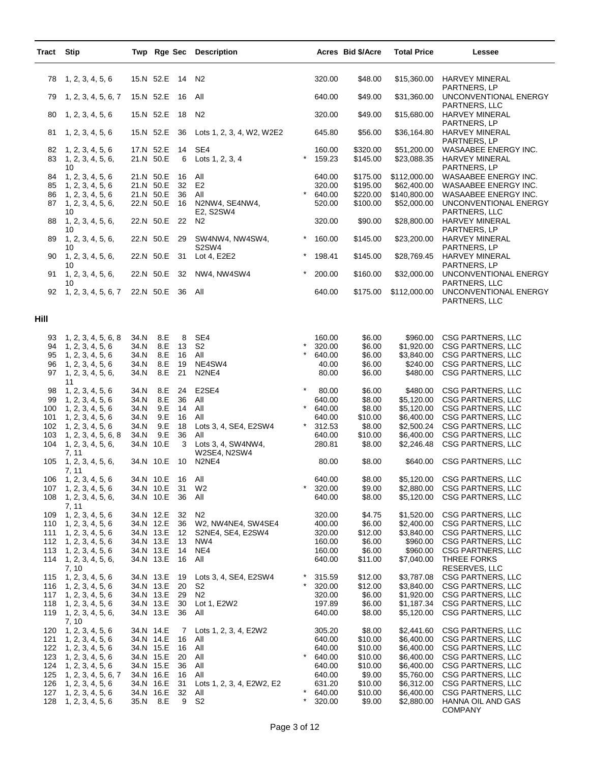| Tract | Stip | Twp | Rge | Sec | Description | | Acres | Bid $/Acre | Total Price | Lessee |
|---|---|---|---|---|---|---|---|---|---|---|
| 78 | 1, 2, 3, 4, 5, 6 | 15.N | 52.E | 14 | N2 | | 320.00 | $48.00 | $15,360.00 | HARVEY MINERAL PARTNERS, LP |
| 79 | 1, 2, 3, 4, 5, 6, 7 | 15.N | 52.E | 16 | All | | 640.00 | $49.00 | $31,360.00 | UNCONVENTIONAL ENERGY PARTNERS, LLC |
| 80 | 1, 2, 3, 4, 5, 6 | 15.N | 52.E | 18 | N2 | | 320.00 | $49.00 | $15,680.00 | HARVEY MINERAL PARTNERS, LP |
| 81 | 1, 2, 3, 4, 5, 6 | 15.N | 52.E | 36 | Lots 1, 2, 3, 4, W2, W2E2 | | 645.80 | $56.00 | $36,164.80 | HARVEY MINERAL PARTNERS, LP |
| 82 | 1, 2, 3, 4, 5, 6 | 17.N | 52.E | 14 | SE4 | | 160.00 | $320.00 | $51,200.00 | WASAABEE ENERGY INC. |
| 83 | 1, 2, 3, 4, 5, 6, 10 | 21.N | 50.E | 6 | Lots 1, 2, 3, 4 | * | 159.23 | $145.00 | $23,088.35 | HARVEY MINERAL PARTNERS, LP |
| 84 | 1, 2, 3, 4, 5, 6 | 21.N | 50.E | 16 | All | | 640.00 | $175.00 | $112,000.00 | WASAABEE ENERGY INC. |
| 85 | 1, 2, 3, 4, 5, 6 | 21.N | 50.E | 32 | E2 | | 320.00 | $195.00 | $62,400.00 | WASAABEE ENERGY INC. |
| 86 | 1, 2, 3, 4, 5, 6 | 21.N | 50.E | 36 | All | * | 640.00 | $220.00 | $140,800.00 | WASAABEE ENERGY INC. |
| 87 | 1, 2, 3, 4, 5, 6, 10 | 22.N | 50.E | 16 | N2NW4, SE4NW4, E2, S2SW4 | | 520.00 | $100.00 | $52,000.00 | UNCONVENTIONAL ENERGY PARTNERS, LLC |
| 88 | 1, 2, 3, 4, 5, 6, 10 | 22.N | 50.E | 22 | N2 | | 320.00 | $90.00 | $28,800.00 | HARVEY MINERAL PARTNERS, LP |
| 89 | 1, 2, 3, 4, 5, 6, 10 | 22.N | 50.E | 29 | SW4NW4, NW4SW4, S2SW4 | * | 160.00 | $145.00 | $23,200.00 | HARVEY MINERAL PARTNERS, LP |
| 90 | 1, 2, 3, 4, 5, 6, 10 | 22.N | 50.E | 31 | Lot 4, E2E2 | * | 198.41 | $145.00 | $28,769.45 | HARVEY MINERAL PARTNERS, LP |
| 91 | 1, 2, 3, 4, 5, 6, 10 | 22.N | 50.E | 32 | NW4, NW4SW4 | * | 200.00 | $160.00 | $32,000.00 | UNCONVENTIONAL ENERGY PARTNERS, LLC |
| 92 | 1, 2, 3, 4, 5, 6, 7 | 22.N | 50.E | 36 | All | | 640.00 | $175.00 | $112,000.00 | UNCONVENTIONAL ENERGY PARTNERS, LLC |

## Hill

| Tract | Stip | Twp | Rge | Sec | Description | | Acres | Bid $/Acre | Total Price | Lessee |
|---|---|---|---|---|---|---|---|---|---|---|
| 93 | 1, 2, 3, 4, 5, 6, 8 | 34.N | 8.E | 8 | SE4 | | 160.00 | $6.00 | $960.00 | CSG PARTNERS, LLC |
| 94 | 1, 2, 3, 4, 5, 6 | 34.N | 8.E | 13 | S2 | * | 320.00 | $6.00 | $1,920.00 | CSG PARTNERS, LLC |
| 95 | 1, 2, 3, 4, 5, 6 | 34.N | 8.E | 16 | All | * | 640.00 | $6.00 | $3,840.00 | CSG PARTNERS, LLC |
| 96 | 1, 2, 3, 4, 5, 6 | 34.N | 8.E | 19 | NE4SW4 | | 40.00 | $6.00 | $240.00 | CSG PARTNERS, LLC |
| 97 | 1, 2, 3, 4, 5, 6, 11 | 34.N | 8.E | 21 | N2NE4 | | 80.00 | $6.00 | $480.00 | CSG PARTNERS, LLC |
| 98 | 1, 2, 3, 4, 5, 6 | 34.N | 8.E | 24 | E2SE4 | * | 80.00 | $6.00 | $480.00 | CSG PARTNERS, LLC |
| 99 | 1, 2, 3, 4, 5, 6 | 34.N | 8.E | 36 | All | | 640.00 | $8.00 | $5,120.00 | CSG PARTNERS, LLC |
| 100 | 1, 2, 3, 4, 5, 6 | 34.N | 9.E | 14 | All | * | 640.00 | $8.00 | $5,120.00 | CSG PARTNERS, LLC |
| 101 | 1, 2, 3, 4, 5, 6 | 34.N | 9.E | 16 | All | | 640.00 | $10.00 | $6,400.00 | CSG PARTNERS, LLC |
| 102 | 1, 2, 3, 4, 5, 6 | 34.N | 9.E | 18 | Lots 3, 4, SE4, E2SW4 | * | 312.53 | $8.00 | $2,500.24 | CSG PARTNERS, LLC |
| 103 | 1, 2, 3, 4, 5, 6, 8 | 34.N | 9.E | 36 | All | | 640.00 | $10.00 | $6,400.00 | CSG PARTNERS, LLC |
| 104 | 1, 2, 3, 4, 5, 6, 7, 11 | 34.N | 10.E | 3 | Lots 3, 4, SW4NW4, W2SE4, N2SW4 | | 280.81 | $8.00 | $2,246.48 | CSG PARTNERS, LLC |
| 105 | 1, 2, 3, 4, 5, 6, 7, 11 | 34.N | 10.E | 10 | N2NE4 | | 80.00 | $8.00 | $640.00 | CSG PARTNERS, LLC |
| 106 | 1, 2, 3, 4, 5, 6 | 34.N | 10.E | 16 | All | | 640.00 | $8.00 | $5,120.00 | CSG PARTNERS, LLC |
| 107 | 1, 2, 3, 4, 5, 6 | 34.N | 10.E | 31 | W2 | * | 320.00 | $9.00 | $2,880.00 | CSG PARTNERS, LLC |
| 108 | 1, 2, 3, 4, 5, 6, 7, 11 | 34.N | 10.E | 36 | All | | 640.00 | $8.00 | $5,120.00 | CSG PARTNERS, LLC |
| 109 | 1, 2, 3, 4, 5, 6 | 34.N | 12.E | 32 | N2 | | 320.00 | $4.75 | $1,520.00 | CSG PARTNERS, LLC |
| 110 | 1, 2, 3, 4, 5, 6 | 34.N | 12.E | 36 | W2, NW4NE4, SW4SE4 | | 400.00 | $6.00 | $2,400.00 | CSG PARTNERS, LLC |
| 111 | 1, 2, 3, 4, 5, 6 | 34.N | 13.E | 12 | S2NE4, SE4, E2SW4 | | 320.00 | $12.00 | $3,840.00 | CSG PARTNERS, LLC |
| 112 | 1, 2, 3, 4, 5, 6 | 34.N | 13.E | 13 | NW4 | | 160.00 | $6.00 | $960.00 | CSG PARTNERS, LLC |
| 113 | 1, 2, 3, 4, 5, 6 | 34.N | 13.E | 14 | NE4 | | 160.00 | $6.00 | $960.00 | CSG PARTNERS, LLC |
| 114 | 1, 2, 3, 4, 5, 6, 7, 10 | 34.N | 13.E | 16 | All | | 640.00 | $11.00 | $7,040.00 | THREE FORKS RESERVES, LLC |
| 115 | 1, 2, 3, 4, 5, 6 | 34.N | 13.E | 19 | Lots 3, 4, SE4, E2SW4 | * | 315.59 | $12.00 | $3,787.08 | CSG PARTNERS, LLC |
| 116 | 1, 2, 3, 4, 5, 6 | 34.N | 13.E | 20 | S2 | * | 320.00 | $12.00 | $3,840.00 | CSG PARTNERS, LLC |
| 117 | 1, 2, 3, 4, 5, 6 | 34.N | 13.E | 29 | N2 | | 320.00 | $6.00 | $1,920.00 | CSG PARTNERS, LLC |
| 118 | 1, 2, 3, 4, 5, 6 | 34.N | 13.E | 30 | Lot 1, E2W2 | | 197.89 | $6.00 | $1,187.34 | CSG PARTNERS, LLC |
| 119 | 1, 2, 3, 4, 5, 6, 7, 10 | 34.N | 13.E | 36 | All | | 640.00 | $8.00 | $5,120.00 | CSG PARTNERS, LLC |
| 120 | 1, 2, 3, 4, 5, 6 | 34.N | 14.E | 7 | Lots 1, 2, 3, 4, E2W2 | | 305.20 | $8.00 | $2,441.60 | CSG PARTNERS, LLC |
| 121 | 1, 2, 3, 4, 5, 6 | 34.N | 14.E | 16 | All | | 640.00 | $10.00 | $6,400.00 | CSG PARTNERS, LLC |
| 122 | 1, 2, 3, 4, 5, 6 | 34.N | 15.E | 16 | All | | 640.00 | $10.00 | $6,400.00 | CSG PARTNERS, LLC |
| 123 | 1, 2, 3, 4, 5, 6 | 34.N | 15.E | 20 | All | * | 640.00 | $10.00 | $6,400.00 | CSG PARTNERS, LLC |
| 124 | 1, 2, 3, 4, 5, 6 | 34.N | 15.E | 36 | All | | 640.00 | $10.00 | $6,400.00 | CSG PARTNERS, LLC |
| 125 | 1, 2, 3, 4, 5, 6, 7 | 34.N | 16.E | 16 | All | | 640.00 | $9.00 | $5,760.00 | CSG PARTNERS, LLC |
| 126 | 1, 2, 3, 4, 5, 6 | 34.N | 16.E | 31 | Lots 1, 2, 3, 4, E2W2, E2 | | 631.20 | $10.00 | $6,312.00 | CSG PARTNERS, LLC |
| 127 | 1, 2, 3, 4, 5, 6 | 34.N | 16.E | 32 | All | * | 640.00 | $10.00 | $6,400.00 | CSG PARTNERS, LLC |
| 128 | 1, 2, 3, 4, 5, 6 | 35.N | 8.E | 9 | S2 | * | 320.00 | $9.00 | $2,880.00 | HANNA OIL AND GAS COMPANY |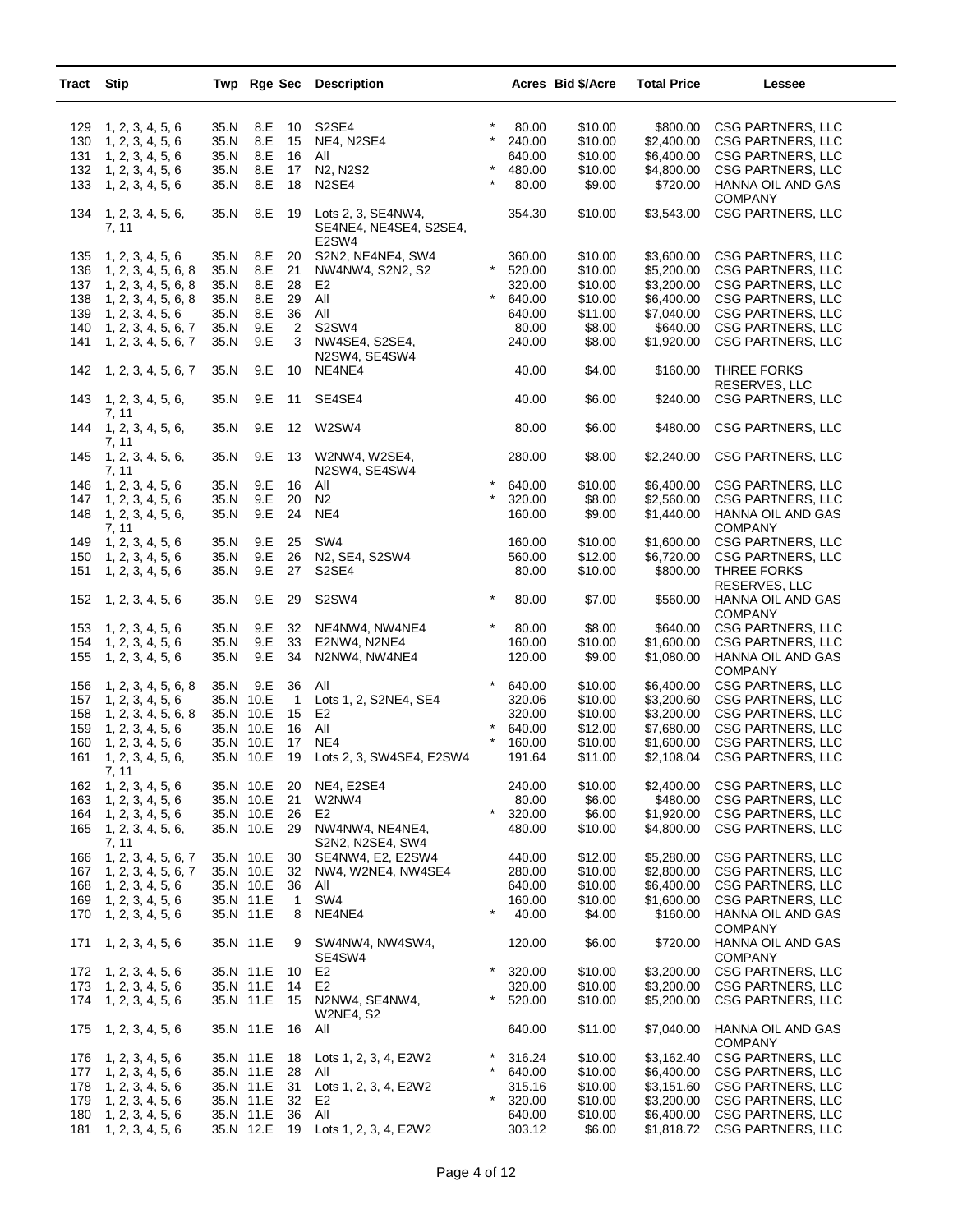| Tract | Stip | Twp | Rge | Sec | Description | | Acres | Bid $/Acre | Total Price | Lessee |
|---|---|---|---|---|---|---|---|---|---|---|
| 129 | 1, 2, 3, 4, 5, 6 | 35.N | 8.E | 10 | S2SE4 | * | 80.00 | $10.00 | $800.00 | CSG PARTNERS, LLC |
| 130 | 1, 2, 3, 4, 5, 6 | 35.N | 8.E | 15 | NE4, N2SE4 | * | 240.00 | $10.00 | $2,400.00 | CSG PARTNERS, LLC |
| 131 | 1, 2, 3, 4, 5, 6 | 35.N | 8.E | 16 | All | | 640.00 | $10.00 | $6,400.00 | CSG PARTNERS, LLC |
| 132 | 1, 2, 3, 4, 5, 6 | 35.N | 8.E | 17 | N2, N2S2 | * | 480.00 | $10.00 | $4,800.00 | CSG PARTNERS, LLC |
| 133 | 1, 2, 3, 4, 5, 6 | 35.N | 8.E | 18 | N2SE4 | * | 80.00 | $9.00 | $720.00 | HANNA OIL AND GAS COMPANY |
| 134 | 1, 2, 3, 4, 5, 6, 7, 11 | 35.N | 8.E | 19 | Lots 2, 3, SE4NW4, SE4NE4, NE4SE4, S2SE4, E2SW4 | | 354.30 | $10.00 | $3,543.00 | CSG PARTNERS, LLC |
| 135 | 1, 2, 3, 4, 5, 6 | 35.N | 8.E | 20 | S2N2, NE4NE4, SW4 | | 360.00 | $10.00 | $3,600.00 | CSG PARTNERS, LLC |
| 136 | 1, 2, 3, 4, 5, 6, 8 | 35.N | 8.E | 21 | NW4NW4, S2N2, S2 | * | 520.00 | $10.00 | $5,200.00 | CSG PARTNERS, LLC |
| 137 | 1, 2, 3, 4, 5, 6, 8 | 35.N | 8.E | 28 | E2 | | 320.00 | $10.00 | $3,200.00 | CSG PARTNERS, LLC |
| 138 | 1, 2, 3, 4, 5, 6, 8 | 35.N | 8.E | 29 | All | * | 640.00 | $10.00 | $6,400.00 | CSG PARTNERS, LLC |
| 139 | 1, 2, 3, 4, 5, 6 | 35.N | 8.E | 36 | All | | 640.00 | $11.00 | $7,040.00 | CSG PARTNERS, LLC |
| 140 | 1, 2, 3, 4, 5, 6, 7 | 35.N | 9.E | 2 | S2SW4 | | 80.00 | $8.00 | $640.00 | CSG PARTNERS, LLC |
| 141 | 1, 2, 3, 4, 5, 6, 7 | 35.N | 9.E | 3 | NW4SE4, S2SE4, N2SW4, SE4SW4 | | 240.00 | $8.00 | $1,920.00 | CSG PARTNERS, LLC |
| 142 | 1, 2, 3, 4, 5, 6, 7 | 35.N | 9.E | 10 | NE4NE4 | | 40.00 | $4.00 | $160.00 | THREE FORKS RESERVES, LLC |
| 143 | 1, 2, 3, 4, 5, 6, 7, 11 | 35.N | 9.E | 11 | SE4SE4 | | 40.00 | $6.00 | $240.00 | CSG PARTNERS, LLC |
| 144 | 1, 2, 3, 4, 5, 6, 7, 11 | 35.N | 9.E | 12 | W2SW4 | | 80.00 | $6.00 | $480.00 | CSG PARTNERS, LLC |
| 145 | 1, 2, 3, 4, 5, 6, 7, 11 | 35.N | 9.E | 13 | W2NW4, W2SE4, N2SW4, SE4SW4 | | 280.00 | $8.00 | $2,240.00 | CSG PARTNERS, LLC |
| 146 | 1, 2, 3, 4, 5, 6 | 35.N | 9.E | 16 | All | * | 640.00 | $10.00 | $6,400.00 | CSG PARTNERS, LLC |
| 147 | 1, 2, 3, 4, 5, 6 | 35.N | 9.E | 20 | N2 | * | 320.00 | $8.00 | $2,560.00 | CSG PARTNERS, LLC |
| 148 | 1, 2, 3, 4, 5, 6, 7, 11 | 35.N | 9.E | 24 | NE4 | | 160.00 | $9.00 | $1,440.00 | HANNA OIL AND GAS COMPANY |
| 149 | 1, 2, 3, 4, 5, 6 | 35.N | 9.E | 25 | SW4 | | 160.00 | $10.00 | $1,600.00 | CSG PARTNERS, LLC |
| 150 | 1, 2, 3, 4, 5, 6 | 35.N | 9.E | 26 | N2, SE4, S2SW4 | | 560.00 | $12.00 | $6,720.00 | CSG PARTNERS, LLC |
| 151 | 1, 2, 3, 4, 5, 6 | 35.N | 9.E | 27 | S2SE4 | | 80.00 | $10.00 | $800.00 | THREE FORKS RESERVES, LLC |
| 152 | 1, 2, 3, 4, 5, 6 | 35.N | 9.E | 29 | S2SW4 | * | 80.00 | $7.00 | $560.00 | HANNA OIL AND GAS COMPANY |
| 153 | 1, 2, 3, 4, 5, 6 | 35.N | 9.E | 32 | NE4NW4, NW4NE4 | * | 80.00 | $8.00 | $640.00 | CSG PARTNERS, LLC |
| 154 | 1, 2, 3, 4, 5, 6 | 35.N | 9.E | 33 | E2NW4, N2NE4 | | 160.00 | $10.00 | $1,600.00 | CSG PARTNERS, LLC |
| 155 | 1, 2, 3, 4, 5, 6 | 35.N | 9.E | 34 | N2NW4, NW4NE4 | | 120.00 | $9.00 | $1,080.00 | HANNA OIL AND GAS COMPANY |
| 156 | 1, 2, 3, 4, 5, 6, 8 | 35.N | 9.E | 36 | All | * | 640.00 | $10.00 | $6,400.00 | CSG PARTNERS, LLC |
| 157 | 1, 2, 3, 4, 5, 6 | 35.N | 10.E | 1 | Lots 1, 2, S2NE4, SE4 | | 320.06 | $10.00 | $3,200.60 | CSG PARTNERS, LLC |
| 158 | 1, 2, 3, 4, 5, 6, 8 | 35.N | 10.E | 15 | E2 | | 320.00 | $10.00 | $3,200.00 | CSG PARTNERS, LLC |
| 159 | 1, 2, 3, 4, 5, 6 | 35.N | 10.E | 16 | All | * | 640.00 | $12.00 | $7,680.00 | CSG PARTNERS, LLC |
| 160 | 1, 2, 3, 4, 5, 6 | 35.N | 10.E | 17 | NE4 | * | 160.00 | $10.00 | $1,600.00 | CSG PARTNERS, LLC |
| 161 | 1, 2, 3, 4, 5, 6, 7, 11 | 35.N | 10.E | 19 | Lots 2, 3, SW4SE4, E2SW4 | | 191.64 | $11.00 | $2,108.04 | CSG PARTNERS, LLC |
| 162 | 1, 2, 3, 4, 5, 6 | 35.N | 10.E | 20 | NE4, E2SE4 | | 240.00 | $10.00 | $2,400.00 | CSG PARTNERS, LLC |
| 163 | 1, 2, 3, 4, 5, 6 | 35.N | 10.E | 21 | W2NW4 | | 80.00 | $6.00 | $480.00 | CSG PARTNERS, LLC |
| 164 | 1, 2, 3, 4, 5, 6 | 35.N | 10.E | 26 | E2 | * | 320.00 | $6.00 | $1,920.00 | CSG PARTNERS, LLC |
| 165 | 1, 2, 3, 4, 5, 6, 7, 11 | 35.N | 10.E | 29 | NW4NW4, NE4NE4, S2N2, N2SE4, SW4 | | 480.00 | $10.00 | $4,800.00 | CSG PARTNERS, LLC |
| 166 | 1, 2, 3, 4, 5, 6, 7 | 35.N | 10.E | 30 | SE4NW4, E2, E2SW4 | | 440.00 | $12.00 | $5,280.00 | CSG PARTNERS, LLC |
| 167 | 1, 2, 3, 4, 5, 6, 7 | 35.N | 10.E | 32 | NW4, W2NE4, NW4SE4 | | 280.00 | $10.00 | $2,800.00 | CSG PARTNERS, LLC |
| 168 | 1, 2, 3, 4, 5, 6 | 35.N | 10.E | 36 | All | | 640.00 | $10.00 | $6,400.00 | CSG PARTNERS, LLC |
| 169 | 1, 2, 3, 4, 5, 6 | 35.N | 11.E | 1 | SW4 | | 160.00 | $10.00 | $1,600.00 | CSG PARTNERS, LLC |
| 170 | 1, 2, 3, 4, 5, 6 | 35.N | 11.E | 8 | NE4NE4 | * | 40.00 | $4.00 | $160.00 | HANNA OIL AND GAS COMPANY |
| 171 | 1, 2, 3, 4, 5, 6 | 35.N | 11.E | 9 | SW4NW4, NW4SW4, SE4SW4 | | 120.00 | $6.00 | $720.00 | HANNA OIL AND GAS COMPANY |
| 172 | 1, 2, 3, 4, 5, 6 | 35.N | 11.E | 10 | E2 | * | 320.00 | $10.00 | $3,200.00 | CSG PARTNERS, LLC |
| 173 | 1, 2, 3, 4, 5, 6 | 35.N | 11.E | 14 | E2 | | 320.00 | $10.00 | $3,200.00 | CSG PARTNERS, LLC |
| 174 | 1, 2, 3, 4, 5, 6 | 35.N | 11.E | 15 | N2NW4, SE4NW4, W2NE4, S2 | * | 520.00 | $10.00 | $5,200.00 | CSG PARTNERS, LLC |
| 175 | 1, 2, 3, 4, 5, 6 | 35.N | 11.E | 16 | All | | 640.00 | $11.00 | $7,040.00 | HANNA OIL AND GAS COMPANY |
| 176 | 1, 2, 3, 4, 5, 6 | 35.N | 11.E | 18 | Lots 1, 2, 3, 4, E2W2 | * | 316.24 | $10.00 | $3,162.40 | CSG PARTNERS, LLC |
| 177 | 1, 2, 3, 4, 5, 6 | 35.N | 11.E | 28 | All | * | 640.00 | $10.00 | $6,400.00 | CSG PARTNERS, LLC |
| 178 | 1, 2, 3, 4, 5, 6 | 35.N | 11.E | 31 | Lots 1, 2, 3, 4, E2W2 | | 315.16 | $10.00 | $3,151.60 | CSG PARTNERS, LLC |
| 179 | 1, 2, 3, 4, 5, 6 | 35.N | 11.E | 32 | E2 | * | 320.00 | $10.00 | $3,200.00 | CSG PARTNERS, LLC |
| 180 | 1, 2, 3, 4, 5, 6 | 35.N | 11.E | 36 | All | | 640.00 | $10.00 | $6,400.00 | CSG PARTNERS, LLC |
| 181 | 1, 2, 3, 4, 5, 6 | 35.N | 12.E | 19 | Lots 1, 2, 3, 4, E2W2 | | 303.12 | $6.00 | $1,818.72 | CSG PARTNERS, LLC |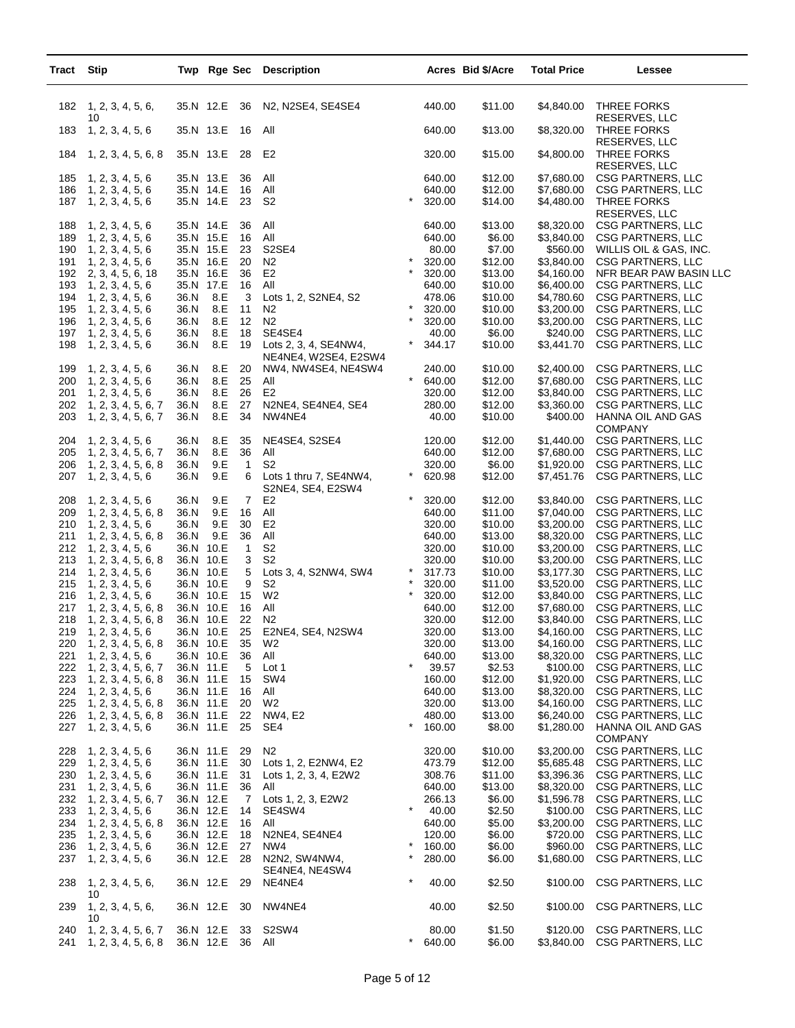| Tract | Stip | Twp | Rge | Sec | Description | | Acres | Bid $/Acre | Total Price | Lessee |
|---|---|---|---|---|---|---|---|---|---|---|
| 182 | 1, 2, 3, 4, 5, 6, 10 | 35.N | 12.E | 36 | N2, N2SE4, SE4SE4 | | 440.00 | $11.00 | $4,840.00 | THREE FORKS RESERVES, LLC |
| 183 | 1, 2, 3, 4, 5, 6 | 35.N | 13.E | 16 | All | | 640.00 | $13.00 | $8,320.00 | THREE FORKS RESERVES, LLC |
| 184 | 1, 2, 3, 4, 5, 6, 8 | 35.N | 13.E | 28 | E2 | | 320.00 | $15.00 | $4,800.00 | THREE FORKS RESERVES, LLC |
| 185 | 1, 2, 3, 4, 5, 6 | 35.N | 13.E | 36 | All | | 640.00 | $12.00 | $7,680.00 | CSG PARTNERS, LLC |
| 186 | 1, 2, 3, 4, 5, 6 | 35.N | 14.E | 16 | All | | 640.00 | $12.00 | $7,680.00 | CSG PARTNERS, LLC |
| 187 | 1, 2, 3, 4, 5, 6 | 35.N | 14.E | 23 | S2 | * | 320.00 | $14.00 | $4,480.00 | THREE FORKS RESERVES, LLC |
| 188 | 1, 2, 3, 4, 5, 6 | 35.N | 14.E | 36 | All | | 640.00 | $13.00 | $8,320.00 | CSG PARTNERS, LLC |
| 189 | 1, 2, 3, 4, 5, 6 | 35.N | 15.E | 16 | All | | 640.00 | $6.00 | $3,840.00 | CSG PARTNERS, LLC |
| 190 | 1, 2, 3, 4, 5, 6 | 35.N | 15.E | 23 | S2SE4 | | 80.00 | $7.00 | $560.00 | WILLIS OIL & GAS, INC. |
| 191 | 1, 2, 3, 4, 5, 6 | 35.N | 16.E | 20 | N2 | * | 320.00 | $12.00 | $3,840.00 | CSG PARTNERS, LLC |
| 192 | 2, 3, 4, 5, 6, 18 | 35.N | 16.E | 36 | E2 | * | 320.00 | $13.00 | $4,160.00 | NFR BEAR PAW BASIN LLC |
| 193 | 1, 2, 3, 4, 5, 6 | 35.N | 17.E | 16 | All | | 640.00 | $10.00 | $6,400.00 | CSG PARTNERS, LLC |
| 194 | 1, 2, 3, 4, 5, 6 | 36.N | 8.E | 3 | Lots 1, 2, S2NE4, S2 | | 478.06 | $10.00 | $4,780.60 | CSG PARTNERS, LLC |
| 195 | 1, 2, 3, 4, 5, 6 | 36.N | 8.E | 11 | N2 | * | 320.00 | $10.00 | $3,200.00 | CSG PARTNERS, LLC |
| 196 | 1, 2, 3, 4, 5, 6 | 36.N | 8.E | 12 | N2 | * | 320.00 | $10.00 | $3,200.00 | CSG PARTNERS, LLC |
| 197 | 1, 2, 3, 4, 5, 6 | 36.N | 8.E | 18 | SE4SE4 | | 40.00 | $6.00 | $240.00 | CSG PARTNERS, LLC |
| 198 | 1, 2, 3, 4, 5, 6 | 36.N | 8.E | 19 | Lots 2, 3, 4, SE4NW4, NE4NE4, W2SE4, E2SW4 | * | 344.17 | $10.00 | $3,441.70 | CSG PARTNERS, LLC |
| 199 | 1, 2, 3, 4, 5, 6 | 36.N | 8.E | 20 | NW4, NW4SE4, NE4SW4 | | 240.00 | $10.00 | $2,400.00 | CSG PARTNERS, LLC |
| 200 | 1, 2, 3, 4, 5, 6 | 36.N | 8.E | 25 | All | * | 640.00 | $12.00 | $7,680.00 | CSG PARTNERS, LLC |
| 201 | 1, 2, 3, 4, 5, 6 | 36.N | 8.E | 26 | E2 | | 320.00 | $12.00 | $3,840.00 | CSG PARTNERS, LLC |
| 202 | 1, 2, 3, 4, 5, 6, 7 | 36.N | 8.E | 27 | N2NE4, SE4NE4, SE4 | | 280.00 | $12.00 | $3,360.00 | CSG PARTNERS, LLC |
| 203 | 1, 2, 3, 4, 5, 6, 7 | 36.N | 8.E | 34 | NW4NE4 | | 40.00 | $10.00 | $400.00 | HANNA OIL AND GAS COMPANY |
| 204 | 1, 2, 3, 4, 5, 6 | 36.N | 8.E | 35 | NE4SE4, S2SE4 | | 120.00 | $12.00 | $1,440.00 | CSG PARTNERS, LLC |
| 205 | 1, 2, 3, 4, 5, 6, 7 | 36.N | 8.E | 36 | All | | 640.00 | $12.00 | $7,680.00 | CSG PARTNERS, LLC |
| 206 | 1, 2, 3, 4, 5, 6, 8 | 36.N | 9.E | 1 | S2 | | 320.00 | $6.00 | $1,920.00 | CSG PARTNERS, LLC |
| 207 | 1, 2, 3, 4, 5, 6 | 36.N | 9.E | 6 | Lots 1 thru 7, SE4NW4, S2NE4, SE4, E2SW4 | * | 620.98 | $12.00 | $7,451.76 | CSG PARTNERS, LLC |
| 208 | 1, 2, 3, 4, 5, 6 | 36.N | 9.E | 7 | E2 | * | 320.00 | $12.00 | $3,840.00 | CSG PARTNERS, LLC |
| 209 | 1, 2, 3, 4, 5, 6, 8 | 36.N | 9.E | 16 | All | | 640.00 | $11.00 | $7,040.00 | CSG PARTNERS, LLC |
| 210 | 1, 2, 3, 4, 5, 6 | 36.N | 9.E | 30 | E2 | | 320.00 | $10.00 | $3,200.00 | CSG PARTNERS, LLC |
| 211 | 1, 2, 3, 4, 5, 6, 8 | 36.N | 9.E | 36 | All | | 640.00 | $13.00 | $8,320.00 | CSG PARTNERS, LLC |
| 212 | 1, 2, 3, 4, 5, 6 | 36.N | 10.E | 1 | S2 | | 320.00 | $10.00 | $3,200.00 | CSG PARTNERS, LLC |
| 213 | 1, 2, 3, 4, 5, 6, 8 | 36.N | 10.E | 3 | S2 | | 320.00 | $10.00 | $3,200.00 | CSG PARTNERS, LLC |
| 214 | 1, 2, 3, 4, 5, 6 | 36.N | 10.E | 5 | Lots 3, 4, S2NW4, SW4 | * | 317.73 | $10.00 | $3,177.30 | CSG PARTNERS, LLC |
| 215 | 1, 2, 3, 4, 5, 6 | 36.N | 10.E | 9 | S2 | * | 320.00 | $11.00 | $3,520.00 | CSG PARTNERS, LLC |
| 216 | 1, 2, 3, 4, 5, 6 | 36.N | 10.E | 15 | W2 | * | 320.00 | $12.00 | $3,840.00 | CSG PARTNERS, LLC |
| 217 | 1, 2, 3, 4, 5, 6, 8 | 36.N | 10.E | 16 | All | | 640.00 | $12.00 | $7,680.00 | CSG PARTNERS, LLC |
| 218 | 1, 2, 3, 4, 5, 6, 8 | 36.N | 10.E | 22 | N2 | | 320.00 | $12.00 | $3,840.00 | CSG PARTNERS, LLC |
| 219 | 1, 2, 3, 4, 5, 6 | 36.N | 10.E | 25 | E2NE4, SE4, N2SW4 | | 320.00 | $13.00 | $4,160.00 | CSG PARTNERS, LLC |
| 220 | 1, 2, 3, 4, 5, 6, 8 | 36.N | 10.E | 35 | W2 | | 320.00 | $13.00 | $4,160.00 | CSG PARTNERS, LLC |
| 221 | 1, 2, 3, 4, 5, 6 | 36.N | 10.E | 36 | All | | 640.00 | $13.00 | $8,320.00 | CSG PARTNERS, LLC |
| 222 | 1, 2, 3, 4, 5, 6, 7 | 36.N | 11.E | 5 | Lot 1 | * | 39.57 | $2.53 | $100.00 | CSG PARTNERS, LLC |
| 223 | 1, 2, 3, 4, 5, 6, 8 | 36.N | 11.E | 15 | SW4 | | 160.00 | $12.00 | $1,920.00 | CSG PARTNERS, LLC |
| 224 | 1, 2, 3, 4, 5, 6 | 36.N | 11.E | 16 | All | | 640.00 | $13.00 | $8,320.00 | CSG PARTNERS, LLC |
| 225 | 1, 2, 3, 4, 5, 6, 8 | 36.N | 11.E | 20 | W2 | | 320.00 | $13.00 | $4,160.00 | CSG PARTNERS, LLC |
| 226 | 1, 2, 3, 4, 5, 6, 8 | 36.N | 11.E | 22 | NW4, E2 | | 480.00 | $13.00 | $6,240.00 | CSG PARTNERS, LLC |
| 227 | 1, 2, 3, 4, 5, 6 | 36.N | 11.E | 25 | SE4 | * | 160.00 | $8.00 | $1,280.00 | HANNA OIL AND GAS COMPANY |
| 228 | 1, 2, 3, 4, 5, 6 | 36.N | 11.E | 29 | N2 | | 320.00 | $10.00 | $3,200.00 | CSG PARTNERS, LLC |
| 229 | 1, 2, 3, 4, 5, 6 | 36.N | 11.E | 30 | Lots 1, 2, E2NW4, E2 | | 473.79 | $12.00 | $5,685.48 | CSG PARTNERS, LLC |
| 230 | 1, 2, 3, 4, 5, 6 | 36.N | 11.E | 31 | Lots 1, 2, 3, 4, E2W2 | | 308.76 | $11.00 | $3,396.36 | CSG PARTNERS, LLC |
| 231 | 1, 2, 3, 4, 5, 6 | 36.N | 11.E | 36 | All | | 640.00 | $13.00 | $8,320.00 | CSG PARTNERS, LLC |
| 232 | 1, 2, 3, 4, 5, 6, 7 | 36.N | 12.E | 7 | Lots 1, 2, 3, E2W2 | | 266.13 | $6.00 | $1,596.78 | CSG PARTNERS, LLC |
| 233 | 1, 2, 3, 4, 5, 6 | 36.N | 12.E | 14 | SE4SW4 | * | 40.00 | $2.50 | $100.00 | CSG PARTNERS, LLC |
| 234 | 1, 2, 3, 4, 5, 6, 8 | 36.N | 12.E | 16 | All | | 640.00 | $5.00 | $3,200.00 | CSG PARTNERS, LLC |
| 235 | 1, 2, 3, 4, 5, 6 | 36.N | 12.E | 18 | N2NE4, SE4NE4 | | 120.00 | $6.00 | $720.00 | CSG PARTNERS, LLC |
| 236 | 1, 2, 3, 4, 5, 6 | 36.N | 12.E | 27 | NW4 | * | 160.00 | $6.00 | $960.00 | CSG PARTNERS, LLC |
| 237 | 1, 2, 3, 4, 5, 6 | 36.N | 12.E | 28 | N2N2, SW4NW4, SE4NE4, NE4SW4 | * | 280.00 | $6.00 | $1,680.00 | CSG PARTNERS, LLC |
| 238 | 1, 2, 3, 4, 5, 6, 10 | 36.N | 12.E | 29 | NE4NE4 | * | 40.00 | $2.50 | $100.00 | CSG PARTNERS, LLC |
| 239 | 1, 2, 3, 4, 5, 6, 10 | 36.N | 12.E | 30 | NW4NE4 | | 40.00 | $2.50 | $100.00 | CSG PARTNERS, LLC |
| 240 | 1, 2, 3, 4, 5, 6, 7 | 36.N | 12.E | 33 | S2SW4 | | 80.00 | $1.50 | $120.00 | CSG PARTNERS, LLC |
| 241 | 1, 2, 3, 4, 5, 6, 8 | 36.N | 12.E | 36 | All | * | 640.00 | $6.00 | $3,840.00 | CSG PARTNERS, LLC |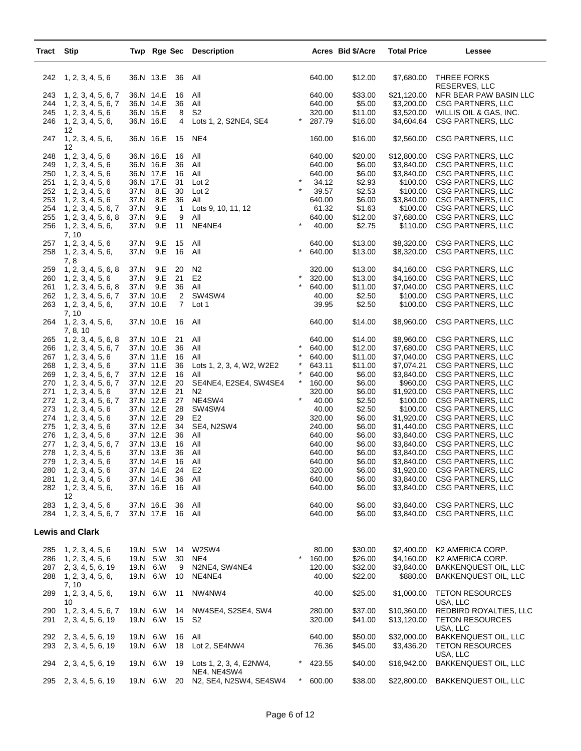| Tract | Stip | Twp | Rge | Sec | Description | | Acres | Bid $/Acre | Total Price | Lessee |
|---|---|---|---|---|---|---|---|---|---|---|
| 242 | 1, 2, 3, 4, 5, 6 | 36.N | 13.E | 36 | All | | 640.00 | $12.00 | $7,680.00 | THREE FORKS RESERVES, LLC |
| 243 | 1, 2, 3, 4, 5, 6, 7 | 36.N | 14.E | 16 | All | | 640.00 | $33.00 | $21,120.00 | NFR BEAR PAW BASIN LLC |
| 244 | 1, 2, 3, 4, 5, 6, 7 | 36.N | 14.E | 36 | All | | 640.00 | $5.00 | $3,200.00 | CSG PARTNERS, LLC |
| 245 | 1, 2, 3, 4, 5, 6 | 36.N | 15.E | 8 | S2 | | 320.00 | $11.00 | $3,520.00 | WILLIS OIL & GAS, INC. |
| 246 | 1, 2, 3, 4, 5, 6, 12 | 36.N | 16.E | 4 | Lots 1, 2, S2NE4, SE4 | * | 287.79 | $16.00 | $4,604.64 | CSG PARTNERS, LLC |
| 247 | 1, 2, 3, 4, 5, 6, 12 | 36.N | 16.E | 15 | NE4 | | 160.00 | $16.00 | $2,560.00 | CSG PARTNERS, LLC |
| 248 | 1, 2, 3, 4, 5, 6 | 36.N | 16.E | 16 | All | | 640.00 | $20.00 | $12,800.00 | CSG PARTNERS, LLC |
| 249 | 1, 2, 3, 4, 5, 6 | 36.N | 16.E | 36 | All | | 640.00 | $6.00 | $3,840.00 | CSG PARTNERS, LLC |
| 250 | 1, 2, 3, 4, 5, 6 | 36.N | 17.E | 16 | All | | 640.00 | $6.00 | $3,840.00 | CSG PARTNERS, LLC |
| 251 | 1, 2, 3, 4, 5, 6 | 36.N | 17.E | 31 | Lot 2 | * | 34.12 | $2.93 | $100.00 | CSG PARTNERS, LLC |
| 252 | 1, 2, 3, 4, 5, 6 | 37.N | 8.E | 30 | Lot 2 | * | 39.57 | $2.53 | $100.00 | CSG PARTNERS, LLC |
| 253 | 1, 2, 3, 4, 5, 6 | 37.N | 8.E | 36 | All | | 640.00 | $6.00 | $3,840.00 | CSG PARTNERS, LLC |
| 254 | 1, 2, 3, 4, 5, 6, 7 | 37.N | 9.E | 1 | Lots 9, 10, 11, 12 | | 61.32 | $1.63 | $100.00 | CSG PARTNERS, LLC |
| 255 | 1, 2, 3, 4, 5, 6, 8 | 37.N | 9.E | 9 | All | | 640.00 | $12.00 | $7,680.00 | CSG PARTNERS, LLC |
| 256 | 1, 2, 3, 4, 5, 6, 7, 10 | 37.N | 9.E | 11 | NE4NE4 | * | 40.00 | $2.75 | $110.00 | CSG PARTNERS, LLC |
| 257 | 1, 2, 3, 4, 5, 6 | 37.N | 9.E | 15 | All | | 640.00 | $13.00 | $8,320.00 | CSG PARTNERS, LLC |
| 258 | 1, 2, 3, 4, 5, 6, 7, 8 | 37.N | 9.E | 16 | All | * | 640.00 | $13.00 | $8,320.00 | CSG PARTNERS, LLC |
| 259 | 1, 2, 3, 4, 5, 6, 8 | 37.N | 9.E | 20 | N2 | | 320.00 | $13.00 | $4,160.00 | CSG PARTNERS, LLC |
| 260 | 1, 2, 3, 4, 5, 6 | 37.N | 9.E | 21 | E2 | * | 320.00 | $13.00 | $4,160.00 | CSG PARTNERS, LLC |
| 261 | 1, 2, 3, 4, 5, 6, 8 | 37.N | 9.E | 36 | All | * | 640.00 | $11.00 | $7,040.00 | CSG PARTNERS, LLC |
| 262 | 1, 2, 3, 4, 5, 6, 7 | 37.N | 10.E | 2 | SW4SW4 | | 40.00 | $2.50 | $100.00 | CSG PARTNERS, LLC |
| 263 | 1, 2, 3, 4, 5, 6, 7, 10 | 37.N | 10.E | 7 | Lot 1 | | 39.95 | $2.50 | $100.00 | CSG PARTNERS, LLC |
| 264 | 1, 2, 3, 4, 5, 6, 7, 8, 10 | 37.N | 10.E | 16 | All | | 640.00 | $14.00 | $8,960.00 | CSG PARTNERS, LLC |
| 265 | 1, 2, 3, 4, 5, 6, 8 | 37.N | 10.E | 21 | All | | 640.00 | $14.00 | $8,960.00 | CSG PARTNERS, LLC |
| 266 | 1, 2, 3, 4, 5, 6, 7 | 37.N | 10.E | 36 | All | * | 640.00 | $12.00 | $7,680.00 | CSG PARTNERS, LLC |
| 267 | 1, 2, 3, 4, 5, 6 | 37.N | 11.E | 16 | All | * | 640.00 | $11.00 | $7,040.00 | CSG PARTNERS, LLC |
| 268 | 1, 2, 3, 4, 5, 6 | 37.N | 11.E | 36 | Lots 1, 2, 3, 4, W2, W2E2 | * | 643.11 | $11.00 | $7,074.21 | CSG PARTNERS, LLC |
| 269 | 1, 2, 3, 4, 5, 6, 7 | 37.N | 12.E | 16 | All | * | 640.00 | $6.00 | $3,840.00 | CSG PARTNERS, LLC |
| 270 | 1, 2, 3, 4, 5, 6, 7 | 37.N | 12.E | 20 | SE4NE4, E2SE4, SW4SE4 | * | 160.00 | $6.00 | $960.00 | CSG PARTNERS, LLC |
| 271 | 1, 2, 3, 4, 5, 6 | 37.N | 12.E | 21 | N2 | | 320.00 | $6.00 | $1,920.00 | CSG PARTNERS, LLC |
| 272 | 1, 2, 3, 4, 5, 6, 7 | 37.N | 12.E | 27 | NE4SW4 | * | 40.00 | $2.50 | $100.00 | CSG PARTNERS, LLC |
| 273 | 1, 2, 3, 4, 5, 6 | 37.N | 12.E | 28 | SW4SW4 | | 40.00 | $2.50 | $100.00 | CSG PARTNERS, LLC |
| 274 | 1, 2, 3, 4, 5, 6 | 37.N | 12.E | 29 | E2 | | 320.00 | $6.00 | $1,920.00 | CSG PARTNERS, LLC |
| 275 | 1, 2, 3, 4, 5, 6 | 37.N | 12.E | 34 | SE4, N2SW4 | | 240.00 | $6.00 | $1,440.00 | CSG PARTNERS, LLC |
| 276 | 1, 2, 3, 4, 5, 6 | 37.N | 12.E | 36 | All | | 640.00 | $6.00 | $3,840.00 | CSG PARTNERS, LLC |
| 277 | 1, 2, 3, 4, 5, 6, 7 | 37.N | 13.E | 16 | All | | 640.00 | $6.00 | $3,840.00 | CSG PARTNERS, LLC |
| 278 | 1, 2, 3, 4, 5, 6 | 37.N | 13.E | 36 | All | | 640.00 | $6.00 | $3,840.00 | CSG PARTNERS, LLC |
| 279 | 1, 2, 3, 4, 5, 6 | 37.N | 14.E | 16 | All | | 640.00 | $6.00 | $3,840.00 | CSG PARTNERS, LLC |
| 280 | 1, 2, 3, 4, 5, 6 | 37.N | 14.E | 24 | E2 | | 320.00 | $6.00 | $1,920.00 | CSG PARTNERS, LLC |
| 281 | 1, 2, 3, 4, 5, 6 | 37.N | 14.E | 36 | All | | 640.00 | $6.00 | $3,840.00 | CSG PARTNERS, LLC |
| 282 | 1, 2, 3, 4, 5, 6, 12 | 37.N | 16.E | 16 | All | | 640.00 | $6.00 | $3,840.00 | CSG PARTNERS, LLC |
| 283 | 1, 2, 3, 4, 5, 6 | 37.N | 16.E | 36 | All | | 640.00 | $6.00 | $3,840.00 | CSG PARTNERS, LLC |
| 284 | 1, 2, 3, 4, 5, 6, 7 | 37.N | 17.E | 16 | All | | 640.00 | $6.00 | $3,840.00 | CSG PARTNERS, LLC |

**Lewis and Clark**

| Tract | Stip | Twp | Rge | Sec | Description | | Acres | Bid $/Acre | Total Price | Lessee |
|---|---|---|---|---|---|---|---|---|---|---|
| 285 | 1, 2, 3, 4, 5, 6 | 19.N | 5.W | 14 | W2SW4 | | 80.00 | $30.00 | $2,400.00 | K2 AMERICA CORP. |
| 286 | 1, 2, 3, 4, 5, 6 | 19.N | 5.W | 30 | NE4 | * | 160.00 | $26.00 | $4,160.00 | K2 AMERICA CORP. |
| 287 | 2, 3, 4, 5, 6, 19 | 19.N | 6.W | 9 | N2NE4, SW4NE4 | | 120.00 | $32.00 | $3,840.00 | BAKKENQUEST OIL, LLC |
| 288 | 1, 2, 3, 4, 5, 6, 7, 10 | 19.N | 6.W | 10 | NE4NE4 | | 40.00 | $22.00 | $880.00 | BAKKENQUEST OIL, LLC |
| 289 | 1, 2, 3, 4, 5, 6, 10 | 19.N | 6.W | 11 | NW4NW4 | | 40.00 | $25.00 | $1,000.00 | TETON RESOURCES USA, LLC |
| 290 | 1, 2, 3, 4, 5, 6, 7 | 19.N | 6.W | 14 | NW4SE4, S2SE4, SW4 | | 280.00 | $37.00 | $10,360.00 | REDBIRD ROYALTIES, LLC |
| 291 | 2, 3, 4, 5, 6, 19 | 19.N | 6.W | 15 | S2 | | 320.00 | $41.00 | $13,120.00 | TETON RESOURCES USA, LLC |
| 292 | 2, 3, 4, 5, 6, 19 | 19.N | 6.W | 16 | All | | 640.00 | $50.00 | $32,000.00 | BAKKENQUEST OIL, LLC |
| 293 | 2, 3, 4, 5, 6, 19 | 19.N | 6.W | 18 | Lot 2, SE4NW4 | | 76.36 | $45.00 | $3,436.20 | TETON RESOURCES USA, LLC |
| 294 | 2, 3, 4, 5, 6, 19 | 19.N | 6.W | 19 | Lots 1, 2, 3, 4, E2NW4, NE4, NE4SW4 | * | 423.55 | $40.00 | $16,942.00 | BAKKENQUEST OIL, LLC |
| 295 | 2, 3, 4, 5, 6, 19 | 19.N | 6.W | 20 | N2, SE4, N2SW4, SE4SW4 | * | 600.00 | $38.00 | $22,800.00 | BAKKENQUEST OIL, LLC |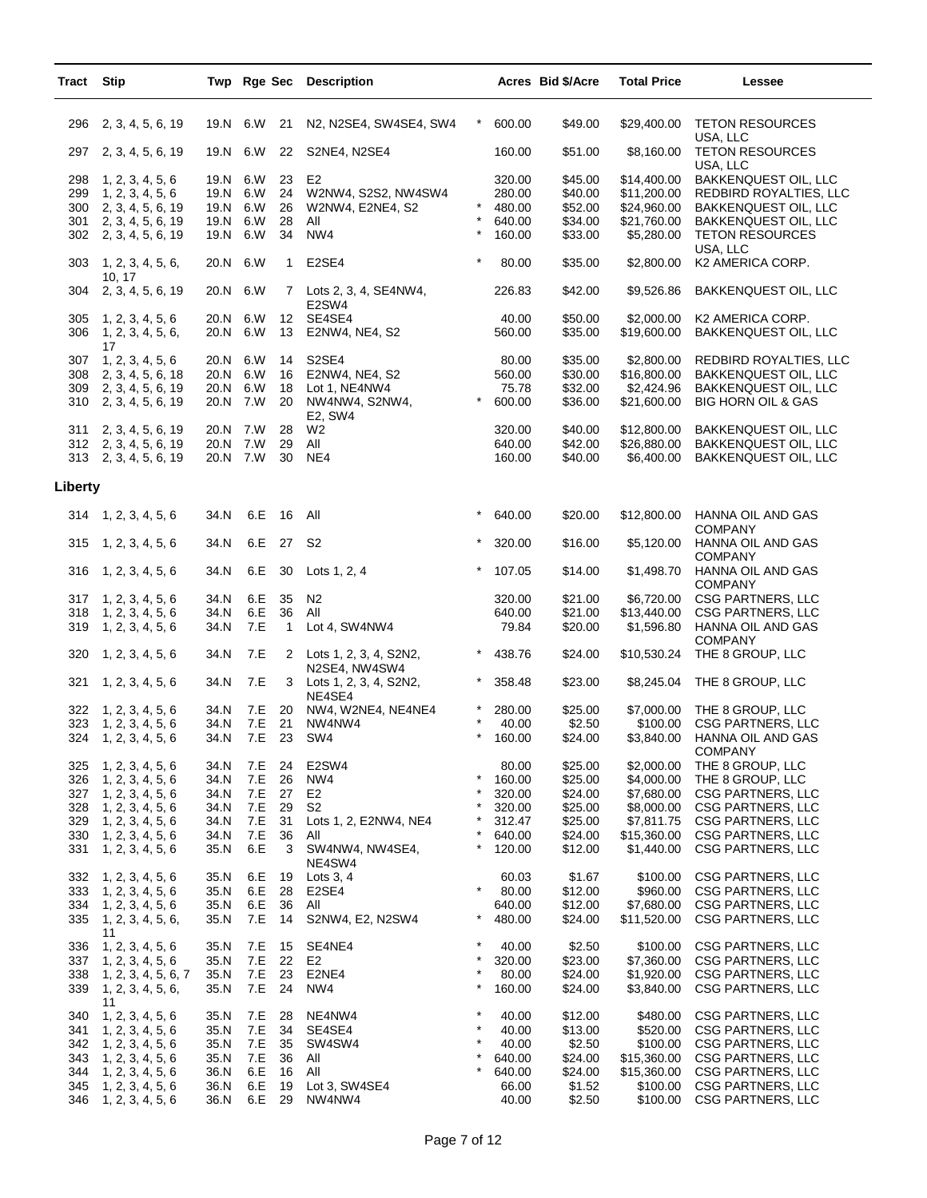| Tract | Stip | Twp | Rge | Sec | Description | | Acres | Bid $/Acre | Total Price | Lessee |
|---|---|---|---|---|---|---|---|---|---|---|
| 296 | 2, 3, 4, 5, 6, 19 | 19.N | 6.W | 21 | N2, N2SE4, SW4SE4, SW4 | * | 600.00 | $49.00 | $29,400.00 | TETON RESOURCES USA, LLC |
| 297 | 2, 3, 4, 5, 6, 19 | 19.N | 6.W | 22 | S2NE4, N2SE4 | | 160.00 | $51.00 | $8,160.00 | TETON RESOURCES USA, LLC |
| 298 | 1, 2, 3, 4, 5, 6 | 19.N | 6.W | 23 | E2 | | 320.00 | $45.00 | $14,400.00 | BAKKENQUEST OIL, LLC |
| 299 | 1, 2, 3, 4, 5, 6 | 19.N | 6.W | 24 | W2NW4, S2S2, NW4SW4 | | 280.00 | $40.00 | $11,200.00 | REDBIRD ROYALTIES, LLC |
| 300 | 2, 3, 4, 5, 6, 19 | 19.N | 6.W | 26 | W2NW4, E2NE4, S2 | * | 480.00 | $52.00 | $24,960.00 | BAKKENQUEST OIL, LLC |
| 301 | 2, 3, 4, 5, 6, 19 | 19.N | 6.W | 28 | All | * | 640.00 | $34.00 | $21,760.00 | BAKKENQUEST OIL, LLC |
| 302 | 2, 3, 4, 5, 6, 19 | 19.N | 6.W | 34 | NW4 | * | 160.00 | $33.00 | $5,280.00 | TETON RESOURCES USA, LLC |
| 303 | 1, 2, 3, 4, 5, 6, 10, 17 | 20.N | 6.W | 1 | E2SE4 | * | 80.00 | $35.00 | $2,800.00 | K2 AMERICA CORP. |
| 304 | 2, 3, 4, 5, 6, 19 | 20.N | 6.W | 7 | Lots 2, 3, 4, SE4NW4, E2SW4 | | 226.83 | $42.00 | $9,526.86 | BAKKENQUEST OIL, LLC |
| 305 | 1, 2, 3, 4, 5, 6 | 20.N | 6.W | 12 | SE4SE4 | | 40.00 | $50.00 | $2,000.00 | K2 AMERICA CORP. |
| 306 | 1, 2, 3, 4, 5, 6, 17 | 20.N | 6.W | 13 | E2NW4, NE4, S2 | | 560.00 | $35.00 | $19,600.00 | BAKKENQUEST OIL, LLC |
| 307 | 1, 2, 3, 4, 5, 6 | 20.N | 6.W | 14 | S2SE4 | | 80.00 | $35.00 | $2,800.00 | REDBIRD ROYALTIES, LLC |
| 308 | 2, 3, 4, 5, 6, 18 | 20.N | 6.W | 16 | E2NW4, NE4, S2 | | 560.00 | $30.00 | $16,800.00 | BAKKENQUEST OIL, LLC |
| 309 | 2, 3, 4, 5, 6, 19 | 20.N | 6.W | 18 | Lot 1, NE4NW4 | | 75.78 | $32.00 | $2,424.96 | BAKKENQUEST OIL, LLC |
| 310 | 2, 3, 4, 5, 6, 19 | 20.N | 7.W | 20 | NW4NW4, S2NW4, E2, SW4 | * | 600.00 | $36.00 | $21,600.00 | BIG HORN OIL & GAS |
| 311 | 2, 3, 4, 5, 6, 19 | 20.N | 7.W | 28 | W2 | | 320.00 | $40.00 | $12,800.00 | BAKKENQUEST OIL, LLC |
| 312 | 2, 3, 4, 5, 6, 19 | 20.N | 7.W | 29 | All | | 640.00 | $42.00 | $26,880.00 | BAKKENQUEST OIL, LLC |
| 313 | 2, 3, 4, 5, 6, 19 | 20.N | 7.W | 30 | NE4 | | 160.00 | $40.00 | $6,400.00 | BAKKENQUEST OIL, LLC |
| **Liberty** | | | | | | | | | | |
| 314 | 1, 2, 3, 4, 5, 6 | 34.N | 6.E | 16 | All | * | 640.00 | $20.00 | $12,800.00 | HANNA OIL AND GAS COMPANY |
| 315 | 1, 2, 3, 4, 5, 6 | 34.N | 6.E | 27 | S2 | * | 320.00 | $16.00 | $5,120.00 | HANNA OIL AND GAS COMPANY |
| 316 | 1, 2, 3, 4, 5, 6 | 34.N | 6.E | 30 | Lots 1, 2, 4 | * | 107.05 | $14.00 | $1,498.70 | HANNA OIL AND GAS COMPANY |
| 317 | 1, 2, 3, 4, 5, 6 | 34.N | 6.E | 35 | N2 | | 320.00 | $21.00 | $6,720.00 | CSG PARTNERS, LLC |
| 318 | 1, 2, 3, 4, 5, 6 | 34.N | 6.E | 36 | All | | 640.00 | $21.00 | $13,440.00 | CSG PARTNERS, LLC |
| 319 | 1, 2, 3, 4, 5, 6 | 34.N | 7.E | 1 | Lot 4, SW4NW4 | | 79.84 | $20.00 | $1,596.80 | HANNA OIL AND GAS COMPANY |
| 320 | 1, 2, 3, 4, 5, 6 | 34.N | 7.E | 2 | Lots 1, 2, 3, 4, S2N2, N2SE4, NW4SW4 | * | 438.76 | $24.00 | $10,530.24 | THE 8 GROUP, LLC |
| 321 | 1, 2, 3, 4, 5, 6 | 34.N | 7.E | 3 | Lots 1, 2, 3, 4, S2N2, NE4SE4 | * | 358.48 | $23.00 | $8,245.04 | THE 8 GROUP, LLC |
| 322 | 1, 2, 3, 4, 5, 6 | 34.N | 7.E | 20 | NW4, W2NE4, NE4NE4 | * | 280.00 | $25.00 | $7,000.00 | THE 8 GROUP, LLC |
| 323 | 1, 2, 3, 4, 5, 6 | 34.N | 7.E | 21 | NW4NW4 | * | 40.00 | $2.50 | $100.00 | CSG PARTNERS, LLC |
| 324 | 1, 2, 3, 4, 5, 6 | 34.N | 7.E | 23 | SW4 | * | 160.00 | $24.00 | $3,840.00 | HANNA OIL AND GAS COMPANY |
| 325 | 1, 2, 3, 4, 5, 6 | 34.N | 7.E | 24 | E2SW4 | | 80.00 | $25.00 | $2,000.00 | THE 8 GROUP, LLC |
| 326 | 1, 2, 3, 4, 5, 6 | 34.N | 7.E | 26 | NW4 | * | 160.00 | $25.00 | $4,000.00 | THE 8 GROUP, LLC |
| 327 | 1, 2, 3, 4, 5, 6 | 34.N | 7.E | 27 | E2 | * | 320.00 | $24.00 | $7,680.00 | CSG PARTNERS, LLC |
| 328 | 1, 2, 3, 4, 5, 6 | 34.N | 7.E | 29 | S2 | * | 320.00 | $25.00 | $8,000.00 | CSG PARTNERS, LLC |
| 329 | 1, 2, 3, 4, 5, 6 | 34.N | 7.E | 31 | Lots 1, 2, E2NW4, NE4 | * | 312.47 | $25.00 | $7,811.75 | CSG PARTNERS, LLC |
| 330 | 1, 2, 3, 4, 5, 6 | 34.N | 7.E | 36 | All | * | 640.00 | $24.00 | $15,360.00 | CSG PARTNERS, LLC |
| 331 | 1, 2, 3, 4, 5, 6 | 35.N | 6.E | 3 | SW4NW4, NW4SE4, NE4SW4 | * | 120.00 | $12.00 | $1,440.00 | CSG PARTNERS, LLC |
| 332 | 1, 2, 3, 4, 5, 6 | 35.N | 6.E | 19 | Lots 3, 4 | | 60.03 | $1.67 | $100.00 | CSG PARTNERS, LLC |
| 333 | 1, 2, 3, 4, 5, 6 | 35.N | 6.E | 28 | E2SE4 | * | 80.00 | $12.00 | $960.00 | CSG PARTNERS, LLC |
| 334 | 1, 2, 3, 4, 5, 6 | 35.N | 6.E | 36 | All | | 640.00 | $12.00 | $7,680.00 | CSG PARTNERS, LLC |
| 335 | 1, 2, 3, 4, 5, 6, 11 | 35.N | 7.E | 14 | S2NW4, E2, N2SW4 | * | 480.00 | $24.00 | $11,520.00 | CSG PARTNERS, LLC |
| 336 | 1, 2, 3, 4, 5, 6 | 35.N | 7.E | 15 | SE4NE4 | * | 40.00 | $2.50 | $100.00 | CSG PARTNERS, LLC |
| 337 | 1, 2, 3, 4, 5, 6 | 35.N | 7.E | 22 | E2 | * | 320.00 | $23.00 | $7,360.00 | CSG PARTNERS, LLC |
| 338 | 1, 2, 3, 4, 5, 6, 7 | 35.N | 7.E | 23 | E2NE4 | * | 80.00 | $24.00 | $1,920.00 | CSG PARTNERS, LLC |
| 339 | 1, 2, 3, 4, 5, 6, 11 | 35.N | 7.E | 24 | NW4 | * | 160.00 | $24.00 | $3,840.00 | CSG PARTNERS, LLC |
| 340 | 1, 2, 3, 4, 5, 6 | 35.N | 7.E | 28 | NE4NW4 | * | 40.00 | $12.00 | $480.00 | CSG PARTNERS, LLC |
| 341 | 1, 2, 3, 4, 5, 6 | 35.N | 7.E | 34 | SE4SE4 | * | 40.00 | $13.00 | $520.00 | CSG PARTNERS, LLC |
| 342 | 1, 2, 3, 4, 5, 6 | 35.N | 7.E | 35 | SW4SW4 | * | 40.00 | $2.50 | $100.00 | CSG PARTNERS, LLC |
| 343 | 1, 2, 3, 4, 5, 6 | 35.N | 7.E | 36 | All | * | 640.00 | $24.00 | $15,360.00 | CSG PARTNERS, LLC |
| 344 | 1, 2, 3, 4, 5, 6 | 36.N | 6.E | 16 | All | * | 640.00 | $24.00 | $15,360.00 | CSG PARTNERS, LLC |
| 345 | 1, 2, 3, 4, 5, 6 | 36.N | 6.E | 19 | Lot 3, SW4SE4 | | 66.00 | $1.52 | $100.00 | CSG PARTNERS, LLC |
| 346 | 1, 2, 3, 4, 5, 6 | 36.N | 6.E | 29 | NW4NW4 | | 40.00 | $2.50 | $100.00 | CSG PARTNERS, LLC |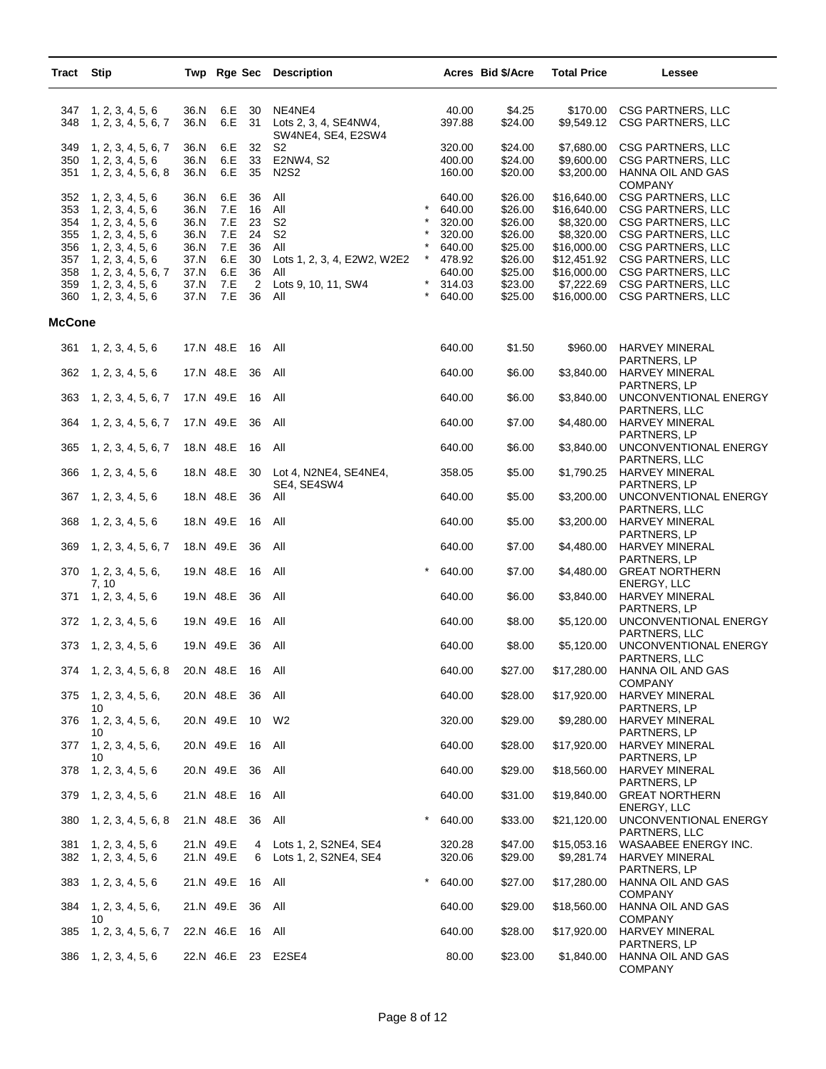| Tract | Stip | Twp | Rge | Sec | Description | | Acres | Bid $/Acre | Total Price | Lessee |
|---|---|---|---|---|---|---|---|---|---|---|
| 347 | 1, 2, 3, 4, 5, 6 | 36.N | 6.E | 30 | NE4NE4 | | 40.00 | $4.25 | $170.00 | CSG PARTNERS, LLC |
| 348 | 1, 2, 3, 4, 5, 6, 7 | 36.N | 6.E | 31 | Lots 2, 3, 4, SE4NW4, SW4NE4, SE4, E2SW4 | | 397.88 | $24.00 | $9,549.12 | CSG PARTNERS, LLC |
| 349 | 1, 2, 3, 4, 5, 6, 7 | 36.N | 6.E | 32 | S2 | | 320.00 | $24.00 | $7,680.00 | CSG PARTNERS, LLC |
| 350 | 1, 2, 3, 4, 5, 6 | 36.N | 6.E | 33 | E2NW4, S2 | | 400.00 | $24.00 | $9,600.00 | CSG PARTNERS, LLC |
| 351 | 1, 2, 3, 4, 5, 6, 8 | 36.N | 6.E | 35 | N2S2 | | 160.00 | $20.00 | $3,200.00 | HANNA OIL AND GAS COMPANY |
| 352 | 1, 2, 3, 4, 5, 6 | 36.N | 6.E | 36 | All | | 640.00 | $26.00 | $16,640.00 | CSG PARTNERS, LLC |
| 353 | 1, 2, 3, 4, 5, 6 | 36.N | 7.E | 16 | All | * | 640.00 | $26.00 | $16,640.00 | CSG PARTNERS, LLC |
| 354 | 1, 2, 3, 4, 5, 6 | 36.N | 7.E | 23 | S2 | * | 320.00 | $26.00 | $8,320.00 | CSG PARTNERS, LLC |
| 355 | 1, 2, 3, 4, 5, 6 | 36.N | 7.E | 24 | S2 | * | 320.00 | $26.00 | $8,320.00 | CSG PARTNERS, LLC |
| 356 | 1, 2, 3, 4, 5, 6 | 36.N | 7.E | 36 | All | * | 640.00 | $25.00 | $16,000.00 | CSG PARTNERS, LLC |
| 357 | 1, 2, 3, 4, 5, 6 | 37.N | 6.E | 30 | Lots 1, 2, 3, 4, E2W2, W2E2 | * | 478.92 | $26.00 | $12,451.92 | CSG PARTNERS, LLC |
| 358 | 1, 2, 3, 4, 5, 6, 7 | 37.N | 6.E | 36 | All | | 640.00 | $25.00 | $16,000.00 | CSG PARTNERS, LLC |
| 359 | 1, 2, 3, 4, 5, 6 | 37.N | 7.E | 2 | Lots 9, 10, 11, SW4 | * | 314.03 | $23.00 | $7,222.69 | CSG PARTNERS, LLC |
| 360 | 1, 2, 3, 4, 5, 6 | 37.N | 7.E | 36 | All | * | 640.00 | $25.00 | $16,000.00 | CSG PARTNERS, LLC |
| **McCone** | | | | | | | | | | |
| 361 | 1, 2, 3, 4, 5, 6 | 17.N | 48.E | 16 | All | | 640.00 | $1.50 | $960.00 | HARVEY MINERAL PARTNERS, LP |
| 362 | 1, 2, 3, 4, 5, 6 | 17.N | 48.E | 36 | All | | 640.00 | $6.00 | $3,840.00 | HARVEY MINERAL PARTNERS, LP |
| 363 | 1, 2, 3, 4, 5, 6, 7 | 17.N | 49.E | 16 | All | | 640.00 | $6.00 | $3,840.00 | UNCONVENTIONAL ENERGY PARTNERS, LLC |
| 364 | 1, 2, 3, 4, 5, 6, 7 | 17.N | 49.E | 36 | All | | 640.00 | $7.00 | $4,480.00 | HARVEY MINERAL PARTNERS, LP |
| 365 | 1, 2, 3, 4, 5, 6, 7 | 18.N | 48.E | 16 | All | | 640.00 | $6.00 | $3,840.00 | UNCONVENTIONAL ENERGY PARTNERS, LLC |
| 366 | 1, 2, 3, 4, 5, 6 | 18.N | 48.E | 30 | Lot 4, N2NE4, SE4NE4, SE4, SE4SW4 | | 358.05 | $5.00 | $1,790.25 | HARVEY MINERAL PARTNERS, LP |
| 367 | 1, 2, 3, 4, 5, 6 | 18.N | 48.E | 36 | All | | 640.00 | $5.00 | $3,200.00 | UNCONVENTIONAL ENERGY PARTNERS, LLC |
| 368 | 1, 2, 3, 4, 5, 6 | 18.N | 49.E | 16 | All | | 640.00 | $5.00 | $3,200.00 | HARVEY MINERAL PARTNERS, LP |
| 369 | 1, 2, 3, 4, 5, 6, 7 | 18.N | 49.E | 36 | All | | 640.00 | $7.00 | $4,480.00 | HARVEY MINERAL PARTNERS, LP |
| 370 | 1, 2, 3, 4, 5, 6, 7, 10 | 19.N | 48.E | 16 | All | * | 640.00 | $7.00 | $4,480.00 | GREAT NORTHERN ENERGY, LLC |
| 371 | 1, 2, 3, 4, 5, 6 | 19.N | 48.E | 36 | All | | 640.00 | $6.00 | $3,840.00 | HARVEY MINERAL PARTNERS, LP |
| 372 | 1, 2, 3, 4, 5, 6 | 19.N | 49.E | 16 | All | | 640.00 | $8.00 | $5,120.00 | UNCONVENTIONAL ENERGY PARTNERS, LLC |
| 373 | 1, 2, 3, 4, 5, 6 | 19.N | 49.E | 36 | All | | 640.00 | $8.00 | $5,120.00 | UNCONVENTIONAL ENERGY PARTNERS, LLC |
| 374 | 1, 2, 3, 4, 5, 6, 8 | 20.N | 48.E | 16 | All | | 640.00 | $27.00 | $17,280.00 | HANNA OIL AND GAS COMPANY |
| 375 | 1, 2, 3, 4, 5, 6, 10 | 20.N | 48.E | 36 | All | | 640.00 | $28.00 | $17,920.00 | HARVEY MINERAL PARTNERS, LP |
| 376 | 1, 2, 3, 4, 5, 6, 10 | 20.N | 49.E | 10 | W2 | | 320.00 | $29.00 | $9,280.00 | HARVEY MINERAL PARTNERS, LP |
| 377 | 1, 2, 3, 4, 5, 6, 10 | 20.N | 49.E | 16 | All | | 640.00 | $28.00 | $17,920.00 | HARVEY MINERAL PARTNERS, LP |
| 378 | 1, 2, 3, 4, 5, 6 | 20.N | 49.E | 36 | All | | 640.00 | $29.00 | $18,560.00 | HARVEY MINERAL PARTNERS, LP |
| 379 | 1, 2, 3, 4, 5, 6 | 21.N | 48.E | 16 | All | | 640.00 | $31.00 | $19,840.00 | GREAT NORTHERN ENERGY, LLC |
| 380 | 1, 2, 3, 4, 5, 6, 8 | 21.N | 48.E | 36 | All | * | 640.00 | $33.00 | $21,120.00 | UNCONVENTIONAL ENERGY PARTNERS, LLC |
| 381 | 1, 2, 3, 4, 5, 6 | 21.N | 49.E | 4 | Lots 1, 2, S2NE4, SE4 | | 320.28 | $47.00 | $15,053.16 | WASAABEE ENERGY INC. |
| 382 | 1, 2, 3, 4, 5, 6 | 21.N | 49.E | 6 | Lots 1, 2, S2NE4, SE4 | | 320.06 | $29.00 | $9,281.74 | HARVEY MINERAL PARTNERS, LP |
| 383 | 1, 2, 3, 4, 5, 6 | 21.N | 49.E | 16 | All | * | 640.00 | $27.00 | $17,280.00 | HANNA OIL AND GAS COMPANY |
| 384 | 1, 2, 3, 4, 5, 6, 10 | 21.N | 49.E | 36 | All | | 640.00 | $29.00 | $18,560.00 | HANNA OIL AND GAS COMPANY |
| 385 | 1, 2, 3, 4, 5, 6, 7 | 22.N | 46.E | 16 | All | | 640.00 | $28.00 | $17,920.00 | HARVEY MINERAL PARTNERS, LP |
| 386 | 1, 2, 3, 4, 5, 6 | 22.N | 46.E | 23 | E2SE4 | | 80.00 | $23.00 | $1,840.00 | HANNA OIL AND GAS COMPANY |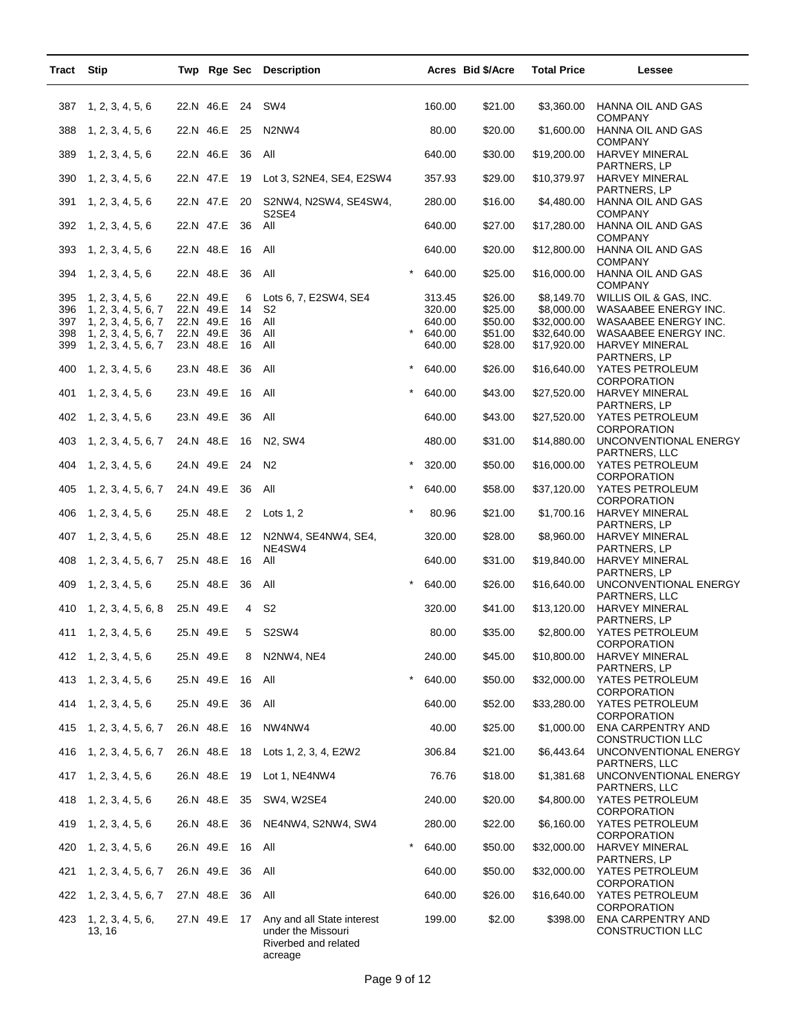| Tract | Stip | Twp | Rge | Sec | Description | | Acres | Bid $/Acre | Total Price | Lessee |
|---|---|---|---|---|---|---|---|---|---|---|
| 387 | 1, 2, 3, 4, 5, 6 | 22.N | 46.E | 24 | SW4 | | 160.00 | $21.00 | $3,360.00 | HANNA OIL AND GAS COMPANY |
| 388 | 1, 2, 3, 4, 5, 6 | 22.N | 46.E | 25 | N2NW4 | | 80.00 | $20.00 | $1,600.00 | HANNA OIL AND GAS COMPANY |
| 389 | 1, 2, 3, 4, 5, 6 | 22.N | 46.E | 36 | All | | 640.00 | $30.00 | $19,200.00 | HARVEY MINERAL PARTNERS, LP |
| 390 | 1, 2, 3, 4, 5, 6 | 22.N | 47.E | 19 | Lot 3, S2NE4, SE4, E2SW4 | | 357.93 | $29.00 | $10,379.97 | HARVEY MINERAL PARTNERS, LP |
| 391 | 1, 2, 3, 4, 5, 6 | 22.N | 47.E | 20 | S2NW4, N2SW4, SE4SW4, S2SE4 | | 280.00 | $16.00 | $4,480.00 | HANNA OIL AND GAS COMPANY |
| 392 | 1, 2, 3, 4, 5, 6 | 22.N | 47.E | 36 | All | | 640.00 | $27.00 | $17,280.00 | HANNA OIL AND GAS COMPANY |
| 393 | 1, 2, 3, 4, 5, 6 | 22.N | 48.E | 16 | All | | 640.00 | $20.00 | $12,800.00 | HANNA OIL AND GAS COMPANY |
| 394 | 1, 2, 3, 4, 5, 6 | 22.N | 48.E | 36 | All | * | 640.00 | $25.00 | $16,000.00 | HANNA OIL AND GAS COMPANY |
| 395 | 1, 2, 3, 4, 5, 6 | 22.N | 49.E | 6 | Lots 6, 7, E2SW4, SE4 | | 313.45 | $26.00 | $8,149.70 | WILLIS OIL & GAS, INC. |
| 396 | 1, 2, 3, 4, 5, 6, 7 | 22.N | 49.E | 14 | S2 | | 320.00 | $25.00 | $8,000.00 | WASAABEE ENERGY INC. |
| 397 | 1, 2, 3, 4, 5, 6, 7 | 22.N | 49.E | 16 | All | | 640.00 | $50.00 | $32,000.00 | WASAABEE ENERGY INC. |
| 398 | 1, 2, 3, 4, 5, 6, 7 | 22.N | 49.E | 36 | All | * | 640.00 | $51.00 | $32,640.00 | WASAABEE ENERGY INC. |
| 399 | 1, 2, 3, 4, 5, 6, 7 | 23.N | 48.E | 16 | All | | 640.00 | $28.00 | $17,920.00 | HARVEY MINERAL PARTNERS, LP |
| 400 | 1, 2, 3, 4, 5, 6 | 23.N | 48.E | 36 | All | * | 640.00 | $26.00 | $16,640.00 | YATES PETROLEUM CORPORATION |
| 401 | 1, 2, 3, 4, 5, 6 | 23.N | 49.E | 16 | All | * | 640.00 | $43.00 | $27,520.00 | HARVEY MINERAL PARTNERS, LP |
| 402 | 1, 2, 3, 4, 5, 6 | 23.N | 49.E | 36 | All | | 640.00 | $43.00 | $27,520.00 | YATES PETROLEUM CORPORATION |
| 403 | 1, 2, 3, 4, 5, 6, 7 | 24.N | 48.E | 16 | N2, SW4 | | 480.00 | $31.00 | $14,880.00 | UNCONVENTIONAL ENERGY PARTNERS, LLC |
| 404 | 1, 2, 3, 4, 5, 6 | 24.N | 49.E | 24 | N2 | * | 320.00 | $50.00 | $16,000.00 | YATES PETROLEUM CORPORATION |
| 405 | 1, 2, 3, 4, 5, 6, 7 | 24.N | 49.E | 36 | All | * | 640.00 | $58.00 | $37,120.00 | YATES PETROLEUM CORPORATION |
| 406 | 1, 2, 3, 4, 5, 6 | 25.N | 48.E | 2 | Lots 1, 2 | * | 80.96 | $21.00 | $1,700.16 | HARVEY MINERAL PARTNERS, LP |
| 407 | 1, 2, 3, 4, 5, 6 | 25.N | 48.E | 12 | N2NW4, SE4NW4, SE4, NE4SW4 | | 320.00 | $28.00 | $8,960.00 | HARVEY MINERAL PARTNERS, LP |
| 408 | 1, 2, 3, 4, 5, 6, 7 | 25.N | 48.E | 16 | All | | 640.00 | $31.00 | $19,840.00 | HARVEY MINERAL PARTNERS, LP |
| 409 | 1, 2, 3, 4, 5, 6 | 25.N | 48.E | 36 | All | * | 640.00 | $26.00 | $16,640.00 | UNCONVENTIONAL ENERGY PARTNERS, LLC |
| 410 | 1, 2, 3, 4, 5, 6, 8 | 25.N | 49.E | 4 | S2 | | 320.00 | $41.00 | $13,120.00 | HARVEY MINERAL PARTNERS, LP |
| 411 | 1, 2, 3, 4, 5, 6 | 25.N | 49.E | 5 | S2SW4 | | 80.00 | $35.00 | $2,800.00 | YATES PETROLEUM CORPORATION |
| 412 | 1, 2, 3, 4, 5, 6 | 25.N | 49.E | 8 | N2NW4, NE4 | | 240.00 | $45.00 | $10,800.00 | HARVEY MINERAL PARTNERS, LP |
| 413 | 1, 2, 3, 4, 5, 6 | 25.N | 49.E | 16 | All | * | 640.00 | $50.00 | $32,000.00 | YATES PETROLEUM CORPORATION |
| 414 | 1, 2, 3, 4, 5, 6 | 25.N | 49.E | 36 | All | | 640.00 | $52.00 | $33,280.00 | YATES PETROLEUM CORPORATION |
| 415 | 1, 2, 3, 4, 5, 6, 7 | 26.N | 48.E | 16 | NW4NW4 | | 40.00 | $25.00 | $1,000.00 | ENA CARPENTRY AND CONSTRUCTION LLC |
| 416 | 1, 2, 3, 4, 5, 6, 7 | 26.N | 48.E | 18 | Lots 1, 2, 3, 4, E2W2 | | 306.84 | $21.00 | $6,443.64 | UNCONVENTIONAL ENERGY PARTNERS, LLC |
| 417 | 1, 2, 3, 4, 5, 6 | 26.N | 48.E | 19 | Lot 1, NE4NW4 | | 76.76 | $18.00 | $1,381.68 | UNCONVENTIONAL ENERGY PARTNERS, LLC |
| 418 | 1, 2, 3, 4, 5, 6 | 26.N | 48.E | 35 | SW4, W2SE4 | | 240.00 | $20.00 | $4,800.00 | YATES PETROLEUM CORPORATION |
| 419 | 1, 2, 3, 4, 5, 6 | 26.N | 48.E | 36 | NE4NW4, S2NW4, SW4 | | 280.00 | $22.00 | $6,160.00 | YATES PETROLEUM CORPORATION |
| 420 | 1, 2, 3, 4, 5, 6 | 26.N | 49.E | 16 | All | * | 640.00 | $50.00 | $32,000.00 | HARVEY MINERAL PARTNERS, LP |
| 421 | 1, 2, 3, 4, 5, 6, 7 | 26.N | 49.E | 36 | All | | 640.00 | $50.00 | $32,000.00 | YATES PETROLEUM CORPORATION |
| 422 | 1, 2, 3, 4, 5, 6, 7 | 27.N | 48.E | 36 | All | | 640.00 | $26.00 | $16,640.00 | YATES PETROLEUM CORPORATION |
| 423 | 1, 2, 3, 4, 5, 6, 13, 16 | 27.N | 49.E | 17 | Any and all State interest under the Missouri Riverbed and related acreage | | 199.00 | $2.00 | $398.00 | ENA CARPENTRY AND CONSTRUCTION LLC |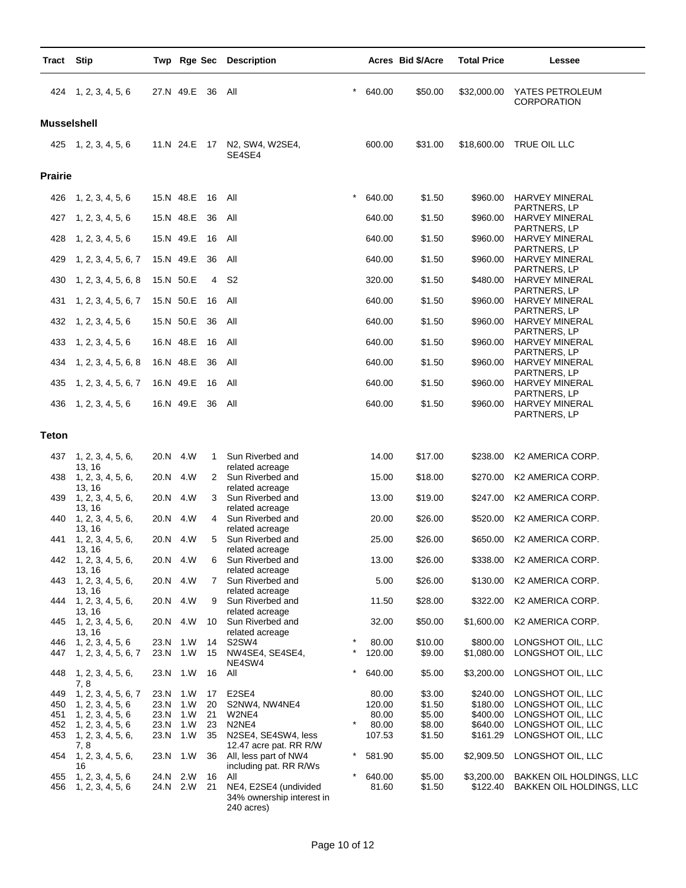| Tract | Stip | Twp | Rge | Sec | Description | | Acres | Bid $/Acre | Total Price | Lessee |
|---|---|---|---|---|---|---|---|---|---|---|
| 424 | 1, 2, 3, 4, 5, 6 | 27.N | 49.E | 36 | All | * | 640.00 | $50.00 | $32,000.00 | YATES PETROLEUM CORPORATION |
| **Musselshell** | | | | | | | | | | |
| 425 | 1, 2, 3, 4, 5, 6 | 11.N | 24.E | 17 | N2, SW4, W2SE4, SE4SE4 | | 600.00 | $31.00 | $18,600.00 | TRUE OIL LLC |
| **Prairie** | | | | | | | | | | |
| 426 | 1, 2, 3, 4, 5, 6 | 15.N | 48.E | 16 | All | * | 640.00 | $1.50 | $960.00 | HARVEY MINERAL PARTNERS, LP |
| 427 | 1, 2, 3, 4, 5, 6 | 15.N | 48.E | 36 | All | | 640.00 | $1.50 | $960.00 | HARVEY MINERAL PARTNERS, LP |
| 428 | 1, 2, 3, 4, 5, 6 | 15.N | 49.E | 16 | All | | 640.00 | $1.50 | $960.00 | HARVEY MINERAL PARTNERS, LP |
| 429 | 1, 2, 3, 4, 5, 6, 7 | 15.N | 49.E | 36 | All | | 640.00 | $1.50 | $960.00 | HARVEY MINERAL PARTNERS, LP |
| 430 | 1, 2, 3, 4, 5, 6, 8 | 15.N | 50.E | 4 | S2 | | 320.00 | $1.50 | $480.00 | HARVEY MINERAL PARTNERS, LP |
| 431 | 1, 2, 3, 4, 5, 6, 7 | 15.N | 50.E | 16 | All | | 640.00 | $1.50 | $960.00 | HARVEY MINERAL PARTNERS, LP |
| 432 | 1, 2, 3, 4, 5, 6 | 15.N | 50.E | 36 | All | | 640.00 | $1.50 | $960.00 | HARVEY MINERAL PARTNERS, LP |
| 433 | 1, 2, 3, 4, 5, 6 | 16.N | 48.E | 16 | All | | 640.00 | $1.50 | $960.00 | HARVEY MINERAL PARTNERS, LP |
| 434 | 1, 2, 3, 4, 5, 6, 8 | 16.N | 48.E | 36 | All | | 640.00 | $1.50 | $960.00 | HARVEY MINERAL PARTNERS, LP |
| 435 | 1, 2, 3, 4, 5, 6, 7 | 16.N | 49.E | 16 | All | | 640.00 | $1.50 | $960.00 | HARVEY MINERAL PARTNERS, LP |
| 436 | 1, 2, 3, 4, 5, 6 | 16.N | 49.E | 36 | All | | 640.00 | $1.50 | $960.00 | HARVEY MINERAL PARTNERS, LP |
| **Teton** | | | | | | | | | | |
| 437 | 1, 2, 3, 4, 5, 6, 13, 16 | 20.N | 4.W | 1 | Sun Riverbed and related acreage | | 14.00 | $17.00 | $238.00 | K2 AMERICA CORP. |
| 438 | 1, 2, 3, 4, 5, 6, 13, 16 | 20.N | 4.W | 2 | Sun Riverbed and related acreage | | 15.00 | $18.00 | $270.00 | K2 AMERICA CORP. |
| 439 | 1, 2, 3, 4, 5, 6, 13, 16 | 20.N | 4.W | 3 | Sun Riverbed and related acreage | | 13.00 | $19.00 | $247.00 | K2 AMERICA CORP. |
| 440 | 1, 2, 3, 4, 5, 6, 13, 16 | 20.N | 4.W | 4 | Sun Riverbed and related acreage | | 20.00 | $26.00 | $520.00 | K2 AMERICA CORP. |
| 441 | 1, 2, 3, 4, 5, 6, 13, 16 | 20.N | 4.W | 5 | Sun Riverbed and related acreage | | 25.00 | $26.00 | $650.00 | K2 AMERICA CORP. |
| 442 | 1, 2, 3, 4, 5, 6, 13, 16 | 20.N | 4.W | 6 | Sun Riverbed and related acreage | | 13.00 | $26.00 | $338.00 | K2 AMERICA CORP. |
| 443 | 1, 2, 3, 4, 5, 6, 13, 16 | 20.N | 4.W | 7 | Sun Riverbed and related acreage | | 5.00 | $26.00 | $130.00 | K2 AMERICA CORP. |
| 444 | 1, 2, 3, 4, 5, 6, 13, 16 | 20.N | 4.W | 9 | Sun Riverbed and related acreage | | 11.50 | $28.00 | $322.00 | K2 AMERICA CORP. |
| 445 | 1, 2, 3, 4, 5, 6, 13, 16 | 20.N | 4.W | 10 | Sun Riverbed and related acreage | | 32.00 | $50.00 | $1,600.00 | K2 AMERICA CORP. |
| 446 | 1, 2, 3, 4, 5, 6 | 23.N | 1.W | 14 | S2SW4 | * | 80.00 | $10.00 | $800.00 | LONGSHOT OIL, LLC |
| 447 | 1, 2, 3, 4, 5, 6, 7 | 23.N | 1.W | 15 | NW4SE4, SE4SE4, NE4SW4 | * | 120.00 | $9.00 | $1,080.00 | LONGSHOT OIL, LLC |
| 448 | 1, 2, 3, 4, 5, 6, 7, 8 | 23.N | 1.W | 16 | All | * | 640.00 | $5.00 | $3,200.00 | LONGSHOT OIL, LLC |
| 449 | 1, 2, 3, 4, 5, 6, 7 | 23.N | 1.W | 17 | E2SE4 | | 80.00 | $3.00 | $240.00 | LONGSHOT OIL, LLC |
| 450 | 1, 2, 3, 4, 5, 6 | 23.N | 1.W | 20 | S2NW4, NW4NE4 | | 120.00 | $1.50 | $180.00 | LONGSHOT OIL, LLC |
| 451 | 1, 2, 3, 4, 5, 6 | 23.N | 1.W | 21 | W2NE4 | | 80.00 | $5.00 | $400.00 | LONGSHOT OIL, LLC |
| 452 | 1, 2, 3, 4, 5, 6 | 23.N | 1.W | 23 | N2NE4 | * | 80.00 | $8.00 | $640.00 | LONGSHOT OIL, LLC |
| 453 | 1, 2, 3, 4, 5, 6, 7, 8 | 23.N | 1.W | 35 | N2SE4, SE4SW4, less 12.47 acre pat. RR R/W | | 107.53 | $1.50 | $161.29 | LONGSHOT OIL, LLC |
| 454 | 1, 2, 3, 4, 5, 6, 16 | 23.N | 1.W | 36 | All, less part of NW4 including pat. RR R/Ws | * | 581.90 | $5.00 | $2,909.50 | LONGSHOT OIL, LLC |
| 455 | 1, 2, 3, 4, 5, 6 | 24.N | 2.W | 16 | All | * | 640.00 | $5.00 | $3,200.00 | BAKKEN OIL HOLDINGS, LLC |
| 456 | 1, 2, 3, 4, 5, 6 | 24.N | 2.W | 21 | NE4, E2SE4 (undivided 34% ownership interest in 240 acres) | | 81.60 | $1.50 | $122.40 | BAKKEN OIL HOLDINGS, LLC |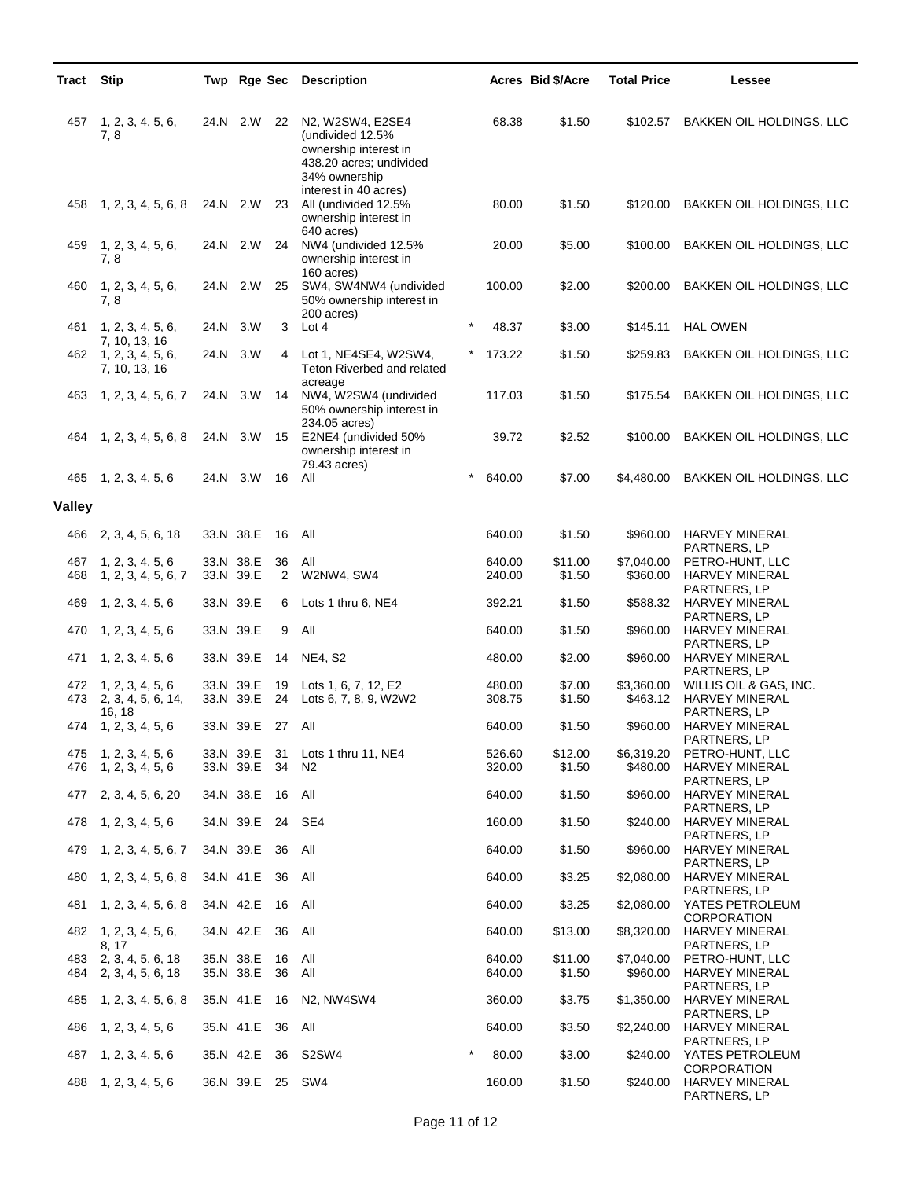| Tract | Stip | Twp | Rge | Sec | Description | | Acres | Bid $/Acre | Total Price | Lessee |
|---|---|---|---|---|---|---|---|---|---|---|
| 457 | 1, 2, 3, 4, 5, 6, 7, 8 | 24.N | 2.W | 22 | N2, W2SW4, E2SE4 (undivided 12.5% ownership interest in 438.20 acres; undivided 34% ownership interest in 40 acres) | | 68.38 | $1.50 | $102.57 | BAKKEN OIL HOLDINGS, LLC |
| 458 | 1, 2, 3, 4, 5, 6, 8 | 24.N | 2.W | 23 | All (undivided 12.5% ownership interest in 640 acres) | | 80.00 | $1.50 | $120.00 | BAKKEN OIL HOLDINGS, LLC |
| 459 | 1, 2, 3, 4, 5, 6, 7, 8 | 24.N | 2.W | 24 | NW4 (undivided 12.5% ownership interest in 160 acres) | | 20.00 | $5.00 | $100.00 | BAKKEN OIL HOLDINGS, LLC |
| 460 | 1, 2, 3, 4, 5, 6, 7, 8 | 24.N | 2.W | 25 | SW4, SW4NW4 (undivided 50% ownership interest in 200 acres) | | 100.00 | $2.00 | $200.00 | BAKKEN OIL HOLDINGS, LLC |
| 461 | 1, 2, 3, 4, 5, 6, 7, 10, 13, 16 | 24.N | 3.W | 3 | Lot 4 | * | 48.37 | $3.00 | $145.11 | HAL OWEN |
| 462 | 1, 2, 3, 4, 5, 6, 7, 10, 13, 16 | 24.N | 3.W | 4 | Lot 1, NE4SE4, W2SW4, Teton Riverbed and related acreage | * | 173.22 | $1.50 | $259.83 | BAKKEN OIL HOLDINGS, LLC |
| 463 | 1, 2, 3, 4, 5, 6, 7 | 24.N | 3.W | 14 | NW4, W2SW4 (undivided 50% ownership interest in 234.05 acres) | | 117.03 | $1.50 | $175.54 | BAKKEN OIL HOLDINGS, LLC |
| 464 | 1, 2, 3, 4, 5, 6, 8 | 24.N | 3.W | 15 | E2NE4 (undivided 50% ownership interest in 79.43 acres) | | 39.72 | $2.52 | $100.00 | BAKKEN OIL HOLDINGS, LLC |
| 465 | 1, 2, 3, 4, 5, 6 | 24.N | 3.W | 16 | All | * | 640.00 | $7.00 | $4,480.00 | BAKKEN OIL HOLDINGS, LLC |
| **Valley** | | | | | | | | | | |
| 466 | 2, 3, 4, 5, 6, 18 | 33.N | 38.E | 16 | All | | 640.00 | $1.50 | $960.00 | HARVEY MINERAL PARTNERS, LP |
| 467 | 1, 2, 3, 4, 5, 6 | 33.N | 38.E | 36 | All | | 640.00 | $11.00 | $7,040.00 | PETRO-HUNT, LLC |
| 468 | 1, 2, 3, 4, 5, 6, 7 | 33.N | 39.E | 2 | W2NW4, SW4 | | 240.00 | $1.50 | $360.00 | HARVEY MINERAL PARTNERS, LP |
| 469 | 1, 2, 3, 4, 5, 6 | 33.N | 39.E | 6 | Lots 1 thru 6, NE4 | | 392.21 | $1.50 | $588.32 | HARVEY MINERAL PARTNERS, LP |
| 470 | 1, 2, 3, 4, 5, 6 | 33.N | 39.E | 9 | All | | 640.00 | $1.50 | $960.00 | HARVEY MINERAL PARTNERS, LP |
| 471 | 1, 2, 3, 4, 5, 6 | 33.N | 39.E | 14 | NE4, S2 | | 480.00 | $2.00 | $960.00 | HARVEY MINERAL PARTNERS, LP |
| 472 | 1, 2, 3, 4, 5, 6 | 33.N | 39.E | 19 | Lots 1, 6, 7, 12, E2 | | 480.00 | $7.00 | $3,360.00 | WILLIS OIL & GAS, INC. |
| 473 | 2, 3, 4, 5, 6, 14, 16, 18 | 33.N | 39.E | 24 | Lots 6, 7, 8, 9, W2W2 | | 308.75 | $1.50 | $463.12 | HARVEY MINERAL PARTNERS, LP |
| 474 | 1, 2, 3, 4, 5, 6 | 33.N | 39.E | 27 | All | | 640.00 | $1.50 | $960.00 | HARVEY MINERAL PARTNERS, LP |
| 475 | 1, 2, 3, 4, 5, 6 | 33.N | 39.E | 31 | Lots 1 thru 11, NE4 | | 526.60 | $12.00 | $6,319.20 | PETRO-HUNT, LLC |
| 476 | 1, 2, 3, 4, 5, 6 | 33.N | 39.E | 34 | N2 | | 320.00 | $1.50 | $480.00 | HARVEY MINERAL PARTNERS, LP |
| 477 | 2, 3, 4, 5, 6, 20 | 34.N | 38.E | 16 | All | | 640.00 | $1.50 | $960.00 | HARVEY MINERAL PARTNERS, LP |
| 478 | 1, 2, 3, 4, 5, 6 | 34.N | 39.E | 24 | SE4 | | 160.00 | $1.50 | $240.00 | HARVEY MINERAL PARTNERS, LP |
| 479 | 1, 2, 3, 4, 5, 6, 7 | 34.N | 39.E | 36 | All | | 640.00 | $1.50 | $960.00 | HARVEY MINERAL PARTNERS, LP |
| 480 | 1, 2, 3, 4, 5, 6, 8 | 34.N | 41.E | 36 | All | | 640.00 | $3.25 | $2,080.00 | HARVEY MINERAL PARTNERS, LP |
| 481 | 1, 2, 3, 4, 5, 6, 8 | 34.N | 42.E | 16 | All | | 640.00 | $3.25 | $2,080.00 | YATES PETROLEUM CORPORATION |
| 482 | 1, 2, 3, 4, 5, 6, 8, 17 | 34.N | 42.E | 36 | All | | 640.00 | $13.00 | $8,320.00 | HARVEY MINERAL PARTNERS, LP |
| 483 | 2, 3, 4, 5, 6, 18 | 35.N | 38.E | 16 | All | | 640.00 | $11.00 | $7,040.00 | PETRO-HUNT, LLC |
| 484 | 2, 3, 4, 5, 6, 18 | 35.N | 38.E | 36 | All | | 640.00 | $1.50 | $960.00 | HARVEY MINERAL PARTNERS, LP |
| 485 | 1, 2, 3, 4, 5, 6, 8 | 35.N | 41.E | 16 | N2, NW4SW4 | | 360.00 | $3.75 | $1,350.00 | HARVEY MINERAL PARTNERS, LP |
| 486 | 1, 2, 3, 4, 5, 6 | 35.N | 41.E | 36 | All | | 640.00 | $3.50 | $2,240.00 | HARVEY MINERAL PARTNERS, LP |
| 487 | 1, 2, 3, 4, 5, 6 | 35.N | 42.E | 36 | S2SW4 | * | 80.00 | $3.00 | $240.00 | YATES PETROLEUM CORPORATION |
| 488 | 1, 2, 3, 4, 5, 6 | 36.N | 39.E | 25 | SW4 | | 160.00 | $1.50 | $240.00 | HARVEY MINERAL PARTNERS, LP |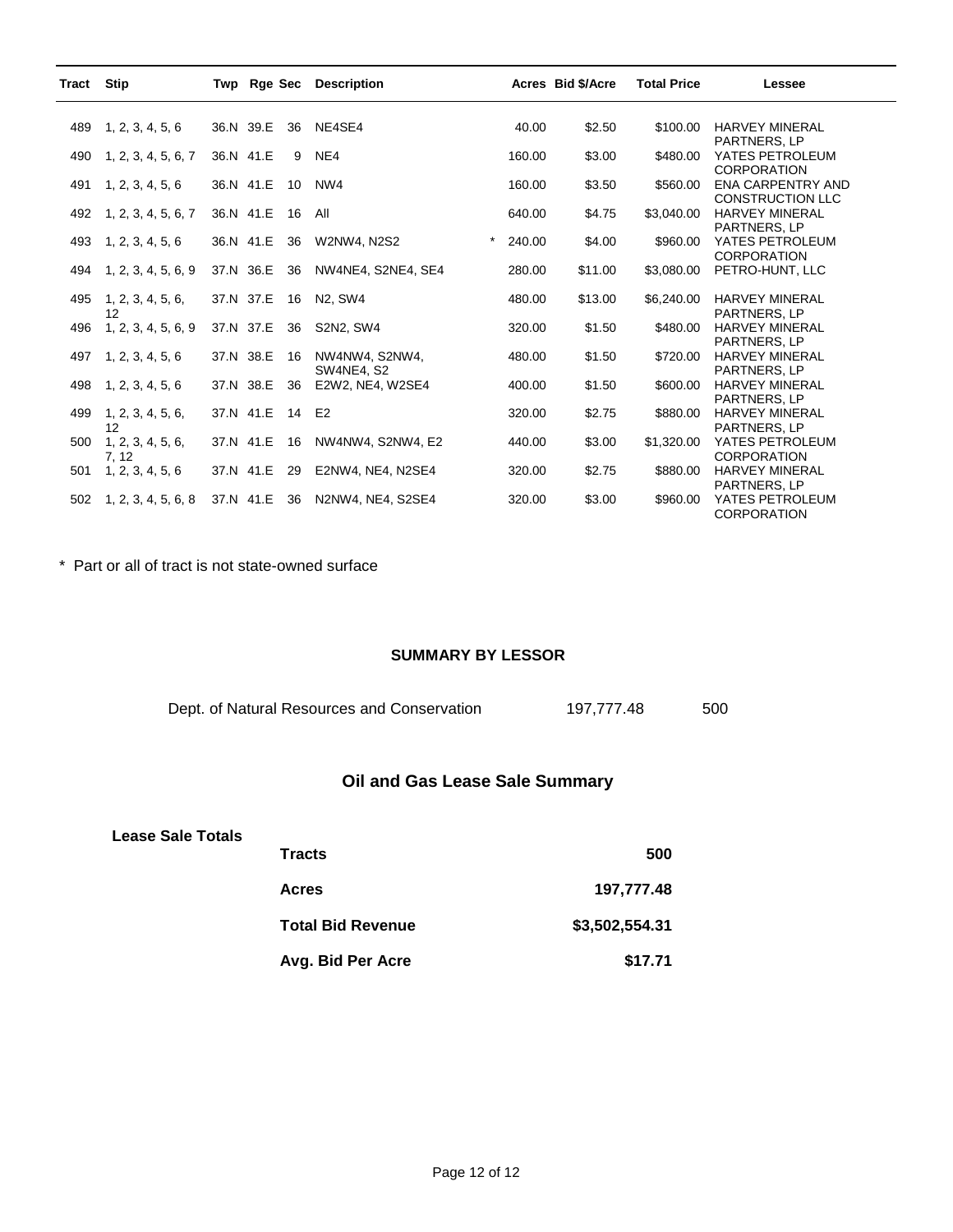| Tract | Stip | Twp | Rge | Sec | Description | | Acres | Bid $/Acre | Total Price | Lessee |
|---|---|---|---|---|---|---|---|---|---|---|
| 489 | 1, 2, 3, 4, 5, 6 | 36.N | 39.E | 36 | NE4SE4 | | 40.00 | $2.50 | $100.00 | HARVEY MINERAL PARTNERS, LP |
| 490 | 1, 2, 3, 4, 5, 6, 7 | 36.N | 41.E | 9 | NE4 | | 160.00 | $3.00 | $480.00 | YATES PETROLEUM CORPORATION |
| 491 | 1, 2, 3, 4, 5, 6 | 36.N | 41.E | 10 | NW4 | | 160.00 | $3.50 | $560.00 | ENA CARPENTRY AND CONSTRUCTION LLC |
| 492 | 1, 2, 3, 4, 5, 6, 7 | 36.N | 41.E | 16 | All | | 640.00 | $4.75 | $3,040.00 | HARVEY MINERAL PARTNERS, LP |
| 493 | 1, 2, 3, 4, 5, 6 | 36.N | 41.E | 36 | W2NW4, N2S2 | * | 240.00 | $4.00 | $960.00 | YATES PETROLEUM CORPORATION |
| 494 | 1, 2, 3, 4, 5, 6, 9 | 37.N | 36.E | 36 | NW4NE4, S2NE4, SE4 | | 280.00 | $11.00 | $3,080.00 | PETRO-HUNT, LLC |
| 495 | 1, 2, 3, 4, 5, 6, 12 | 37.N | 37.E | 16 | N2, SW4 | | 480.00 | $13.00 | $6,240.00 | HARVEY MINERAL PARTNERS, LP |
| 496 | 1, 2, 3, 4, 5, 6, 9 | 37.N | 37.E | 36 | S2N2, SW4 | | 320.00 | $1.50 | $480.00 | HARVEY MINERAL PARTNERS, LP |
| 497 | 1, 2, 3, 4, 5, 6 | 37.N | 38.E | 16 | NW4NW4, S2NW4, SW4NE4, S2 | | 480.00 | $1.50 | $720.00 | HARVEY MINERAL PARTNERS, LP |
| 498 | 1, 2, 3, 4, 5, 6 | 37.N | 38.E | 36 | E2W2, NE4, W2SE4 | | 400.00 | $1.50 | $600.00 | HARVEY MINERAL PARTNERS, LP |
| 499 | 1, 2, 3, 4, 5, 6, 12 | 37.N | 41.E | 14 | E2 | | 320.00 | $2.75 | $880.00 | HARVEY MINERAL PARTNERS, LP |
| 500 | 1, 2, 3, 4, 5, 6, 7, 12 | 37.N | 41.E | 16 | NW4NW4, S2NW4, E2 | | 440.00 | $3.00 | $1,320.00 | YATES PETROLEUM CORPORATION |
| 501 | 1, 2, 3, 4, 5, 6 | 37.N | 41.E | 29 | E2NW4, NE4, N2SE4 | | 320.00 | $2.75 | $880.00 | HARVEY MINERAL PARTNERS, LP |
| 502 | 1, 2, 3, 4, 5, 6, 8 | 37.N | 41.E | 36 | N2NW4, NE4, S2SE4 | | 320.00 | $3.00 | $960.00 | YATES PETROLEUM CORPORATION |

\* Part or all of tract is not state-owned surface

## SUMMARY BY LESSOR

| | | |
|---|---|---|
| Dept. of Natural Resources and Conservation | 197,777.48 | 500 |

## Oil and Gas Lease Sale Summary

**Lease Sale Totals**

| | |
|---|---|
| **Tracts** | **500** |
| **Acres** | **197,777.48** |
| **Total Bid Revenue** | **$3,502,554.31** |
| **Avg. Bid Per Acre** | **$17.71** |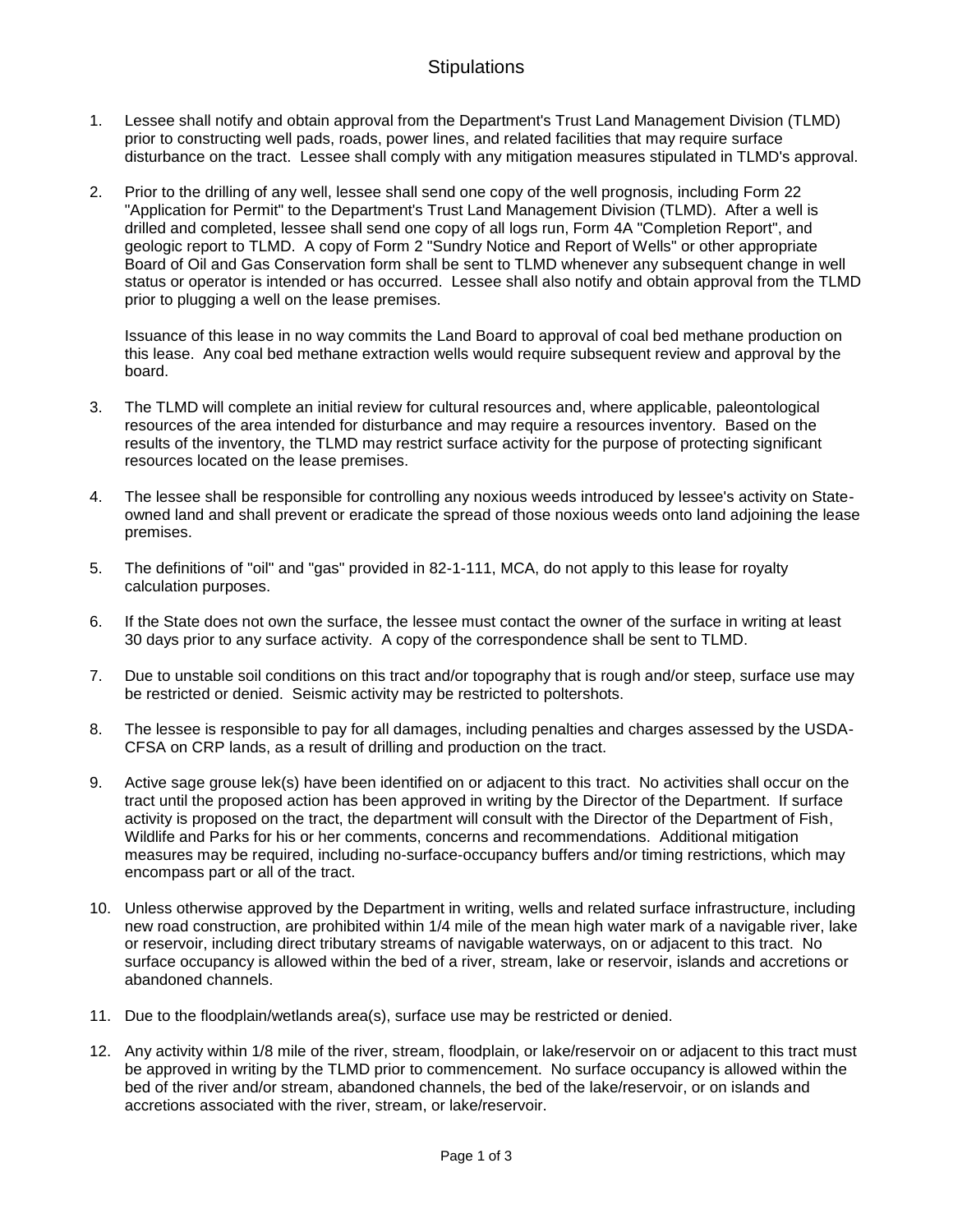# Stipulations

1. Lessee shall notify and obtain approval from the Department's Trust Land Management Division (TLMD) prior to constructing well pads, roads, power lines, and related facilities that may require surface disturbance on the tract. Lessee shall comply with any mitigation measures stipulated in TLMD's approval.

2. Prior to the drilling of any well, lessee shall send one copy of the well prognosis, including Form 22 "Application for Permit" to the Department's Trust Land Management Division (TLMD). After a well is drilled and completed, lessee shall send one copy of all logs run, Form 4A "Completion Report", and geologic report to TLMD. A copy of Form 2 "Sundry Notice and Report of Wells" or other appropriate Board of Oil and Gas Conservation form shall be sent to TLMD whenever any subsequent change in well status or operator is intended or has occurred. Lessee shall also notify and obtain approval from the TLMD prior to plugging a well on the lease premises.

   Issuance of this lease in no way commits the Land Board to approval of coal bed methane production on this lease. Any coal bed methane extraction wells would require subsequent review and approval by the board.

3. The TLMD will complete an initial review for cultural resources and, where applicable, paleontological resources of the area intended for disturbance and may require a resources inventory. Based on the results of the inventory, the TLMD may restrict surface activity for the purpose of protecting significant resources located on the lease premises.

4. The lessee shall be responsible for controlling any noxious weeds introduced by lessee's activity on State-owned land and shall prevent or eradicate the spread of those noxious weeds onto land adjoining the lease premises.

5. The definitions of "oil" and "gas" provided in 82-1-111, MCA, do not apply to this lease for royalty calculation purposes.

6. If the State does not own the surface, the lessee must contact the owner of the surface in writing at least 30 days prior to any surface activity. A copy of the correspondence shall be sent to TLMD.

7. Due to unstable soil conditions on this tract and/or topography that is rough and/or steep, surface use may be restricted or denied. Seismic activity may be restricted to poltershots.

8. The lessee is responsible to pay for all damages, including penalties and charges assessed by the USDA-CFSA on CRP lands, as a result of drilling and production on the tract.

9. Active sage grouse lek(s) have been identified on or adjacent to this tract. No activities shall occur on the tract until the proposed action has been approved in writing by the Director of the Department. If surface activity is proposed on the tract, the department will consult with the Director of the Department of Fish, Wildlife and Parks for his or her comments, concerns and recommendations. Additional mitigation measures may be required, including no-surface-occupancy buffers and/or timing restrictions, which may encompass part or all of the tract.

10. Unless otherwise approved by the Department in writing, wells and related surface infrastructure, including new road construction, are prohibited within 1/4 mile of the mean high water mark of a navigable river, lake or reservoir, including direct tributary streams of navigable waterways, on or adjacent to this tract. No surface occupancy is allowed within the bed of a river, stream, lake or reservoir, islands and accretions or abandoned channels.

11. Due to the floodplain/wetlands area(s), surface use may be restricted or denied.

12. Any activity within 1/8 mile of the river, stream, floodplain, or lake/reservoir on or adjacent to this tract must be approved in writing by the TLMD prior to commencement. No surface occupancy is allowed within the bed of the river and/or stream, abandoned channels, the bed of the lake/reservoir, or on islands and accretions associated with the river, stream, or lake/reservoir.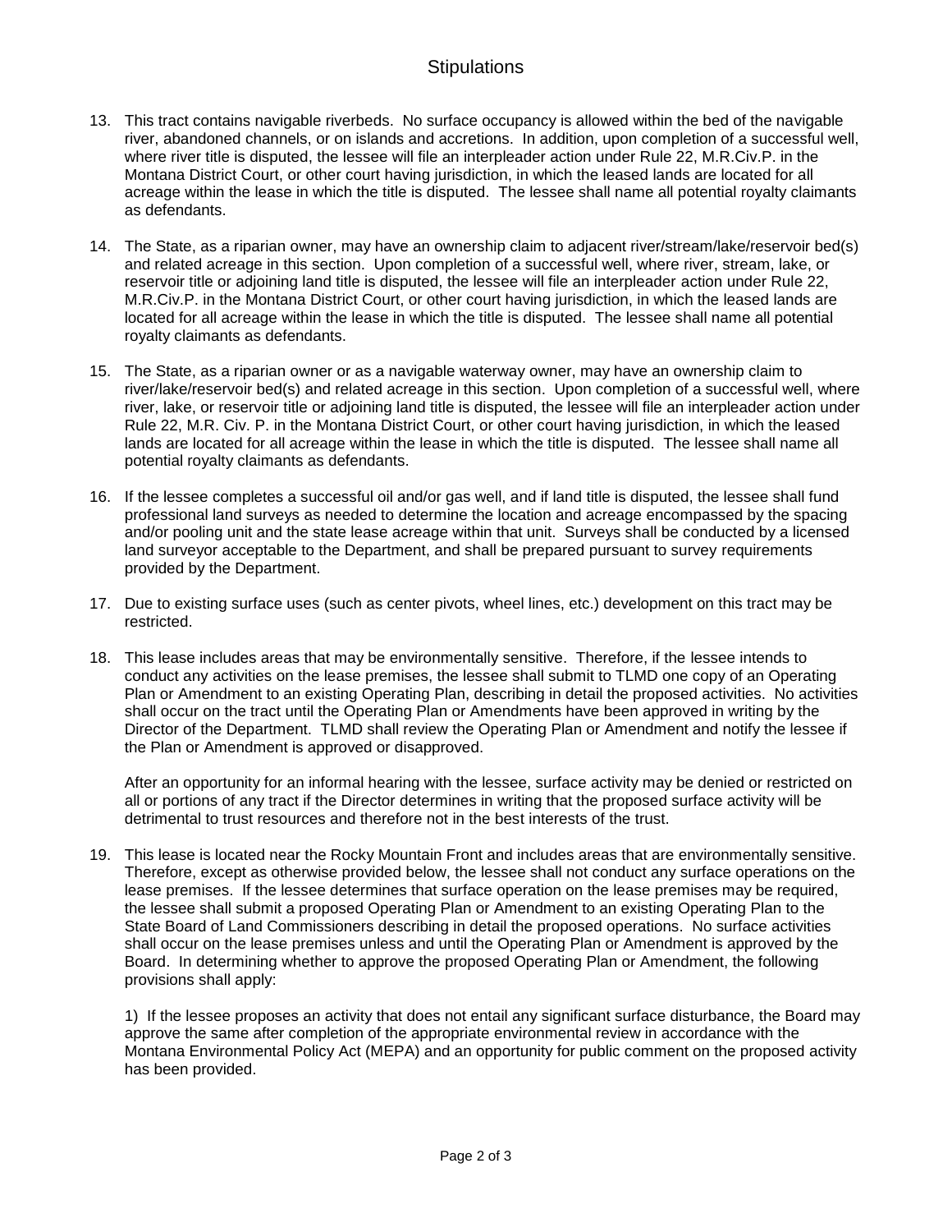# Stipulations

13. This tract contains navigable riverbeds. No surface occupancy is allowed within the bed of the navigable river, abandoned channels, or on islands and accretions. In addition, upon completion of a successful well, where river title is disputed, the lessee will file an interpleader action under Rule 22, M.R.Civ.P. in the Montana District Court, or other court having jurisdiction, in which the leased lands are located for all acreage within the lease in which the title is disputed. The lessee shall name all potential royalty claimants as defendants.

14. The State, as a riparian owner, may have an ownership claim to adjacent river/stream/lake/reservoir bed(s) and related acreage in this section. Upon completion of a successful well, where river, stream, lake, or reservoir title or adjoining land title is disputed, the lessee will file an interpleader action under Rule 22, M.R.Civ.P. in the Montana District Court, or other court having jurisdiction, in which the leased lands are located for all acreage within the lease in which the title is disputed. The lessee shall name all potential royalty claimants as defendants.

15. The State, as a riparian owner or as a navigable waterway owner, may have an ownership claim to river/lake/reservoir bed(s) and related acreage in this section. Upon completion of a successful well, where river, lake, or reservoir title or adjoining land title is disputed, the lessee will file an interpleader action under Rule 22, M.R. Civ. P. in the Montana District Court, or other court having jurisdiction, in which the leased lands are located for all acreage within the lease in which the title is disputed. The lessee shall name all potential royalty claimants as defendants.

16. If the lessee completes a successful oil and/or gas well, and if land title is disputed, the lessee shall fund professional land surveys as needed to determine the location and acreage encompassed by the spacing and/or pooling unit and the state lease acreage within that unit. Surveys shall be conducted by a licensed land surveyor acceptable to the Department, and shall be prepared pursuant to survey requirements provided by the Department.

17. Due to existing surface uses (such as center pivots, wheel lines, etc.) development on this tract may be restricted.

18. This lease includes areas that may be environmentally sensitive. Therefore, if the lessee intends to conduct any activities on the lease premises, the lessee shall submit to TLMD one copy of an Operating Plan or Amendment to an existing Operating Plan, describing in detail the proposed activities. No activities shall occur on the tract until the Operating Plan or Amendments have been approved in writing by the Director of the Department. TLMD shall review the Operating Plan or Amendment and notify the lessee if the Plan or Amendment is approved or disapproved.

    After an opportunity for an informal hearing with the lessee, surface activity may be denied or restricted on all or portions of any tract if the Director determines in writing that the proposed surface activity will be detrimental to trust resources and therefore not in the best interests of the trust.

19. This lease is located near the Rocky Mountain Front and includes areas that are environmentally sensitive. Therefore, except as otherwise provided below, the lessee shall not conduct any surface operations on the lease premises. If the lessee determines that surface operation on the lease premises may be required, the lessee shall submit a proposed Operating Plan or Amendment to an existing Operating Plan to the State Board of Land Commissioners describing in detail the proposed operations. No surface activities shall occur on the lease premises unless and until the Operating Plan or Amendment is approved by the Board. In determining whether to approve the proposed Operating Plan or Amendment, the following provisions shall apply:

    1) If the lessee proposes an activity that does not entail any significant surface disturbance, the Board may approve the same after completion of the appropriate environmental review in accordance with the Montana Environmental Policy Act (MEPA) and an opportunity for public comment on the proposed activity has been provided.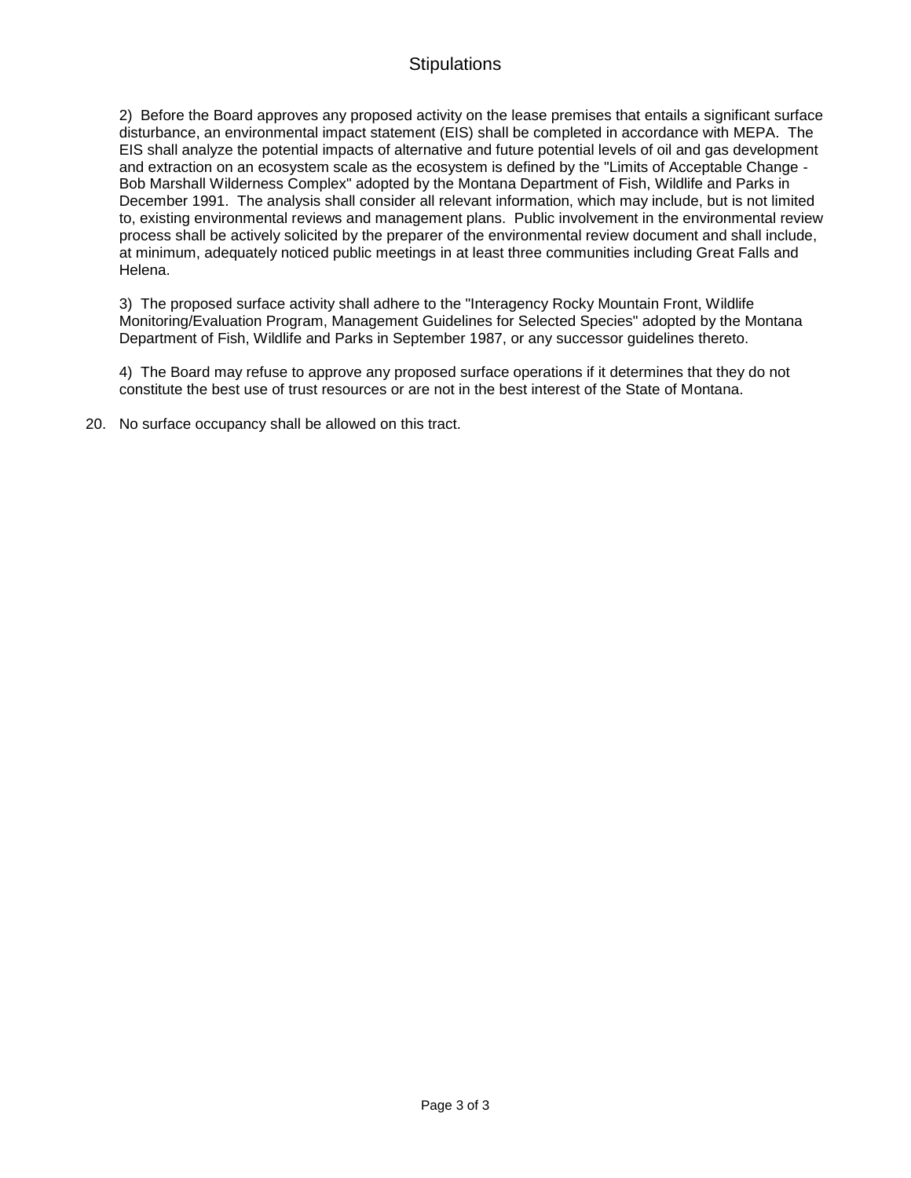## Stipulations

2) Before the Board approves any proposed activity on the lease premises that entails a significant surface disturbance, an environmental impact statement (EIS) shall be completed in accordance with MEPA. The EIS shall analyze the potential impacts of alternative and future potential levels of oil and gas development and extraction on an ecosystem scale as the ecosystem is defined by the "Limits of Acceptable Change - Bob Marshall Wilderness Complex" adopted by the Montana Department of Fish, Wildlife and Parks in December 1991. The analysis shall consider all relevant information, which may include, but is not limited to, existing environmental reviews and management plans. Public involvement in the environmental review process shall be actively solicited by the preparer of the environmental review document and shall include, at minimum, adequately noticed public meetings in at least three communities including Great Falls and Helena.

3) The proposed surface activity shall adhere to the "Interagency Rocky Mountain Front, Wildlife Monitoring/Evaluation Program, Management Guidelines for Selected Species" adopted by the Montana Department of Fish, Wildlife and Parks in September 1987, or any successor guidelines thereto.

4) The Board may refuse to approve any proposed surface operations if it determines that they do not constitute the best use of trust resources or are not in the best interest of the State of Montana.

20. No surface occupancy shall be allowed on this tract.